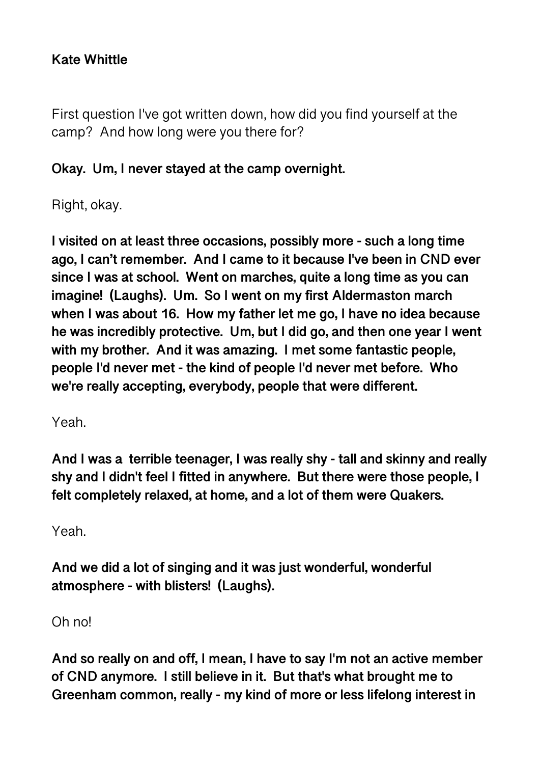**Kate Whittle**

First question I've got written down, how did you find yourself at the camp? And how long were you there for?

**Okay. Um, I never stayed at the camp overnight.**

Right, okay.

**I visited on at least three occasions, possibly more - such a long time ago, I can't remember. And I came to it because I've been in CND ever since I was at school. Went on marches, quite a long time as you can imagine! (Laughs). Um. So I went on my first Aldermaston march when I was about 16. How my father let me go, I have no idea because he was incredibly protective. Um, but I did go, and then one year I went with my brother. And it was amazing. I met some fantastic people, people I'd never met - the kind of people I'd never met before. Who we're really accepting, everybody, people that were different.**

Yeah.

**And I was a terrible teenager, I was really shy - tall and skinny and really shy and I didn't feel I fitted in anywhere. But there were those people, I felt completely relaxed, at home, and a lot of them were Quakers.**

Yeah.

**And we did a lot of singing and it was just wonderful, wonderful atmosphere - with blisters! (Laughs).**

Oh no!

**And so really on and off, I mean, I have to say I'm not an active member of CND anymore. I still believe in it. But that's what brought me to Greenham common, really - my kind of more or less lifelong interest in**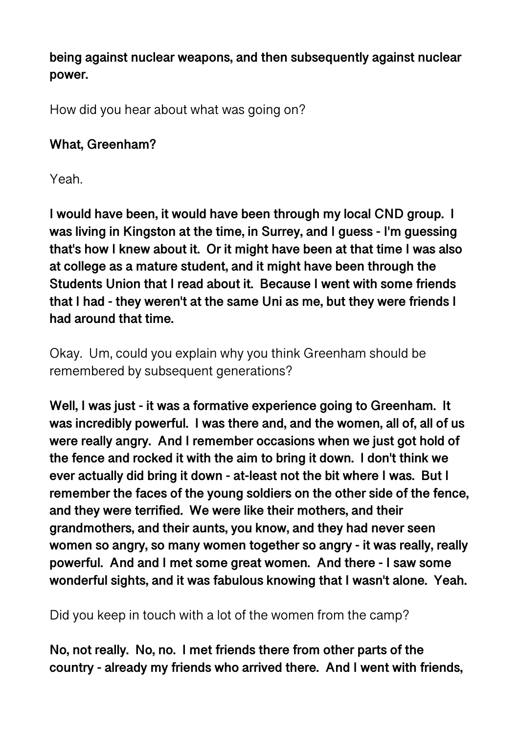**being against nuclear weapons, and then subsequently against nuclear power.**

How did you hear about what was going on?

**What, Greenham?**

Yeah.

**I would have been, it would have been through my local CND group. I was living in Kingston at the time, in Surrey, and I guess - I'm guessing that's how I knew about it. Or it might have been at that time I was also at college as a mature student, and it might have been through the Students Union that I read about it. Because I went with some friends that I had - they weren't at the same Uni as me, but they were friends I had around that time.**

Okay. Um, could you explain why you think Greenham should be remembered by subsequent generations?

**Well, I was just - it was a formative experience going to Greenham. It was incredibly powerful. I was there and, and the women, all of, all of us were really angry. And I remember occasions when we just got hold of the fence and rocked it with the aim to bring it down. I don't think we ever actually did bring it down - at-least not the bit where I was. But I remember the faces of the young soldiers on the other side of the fence, and they were terrified. We were like their mothers, and their grandmothers, and their aunts, you know, and they had never seen women so angry, so many women together so angry - it was really, really powerful. And and I met some great women. And there - I saw some wonderful sights, and it was fabulous knowing that I wasn't alone. Yeah.**

Did you keep in touch with a lot of the women from the camp?

**No, not really. No, no. I met friends there from other parts of the country - already my friends who arrived there. And I went with friends,**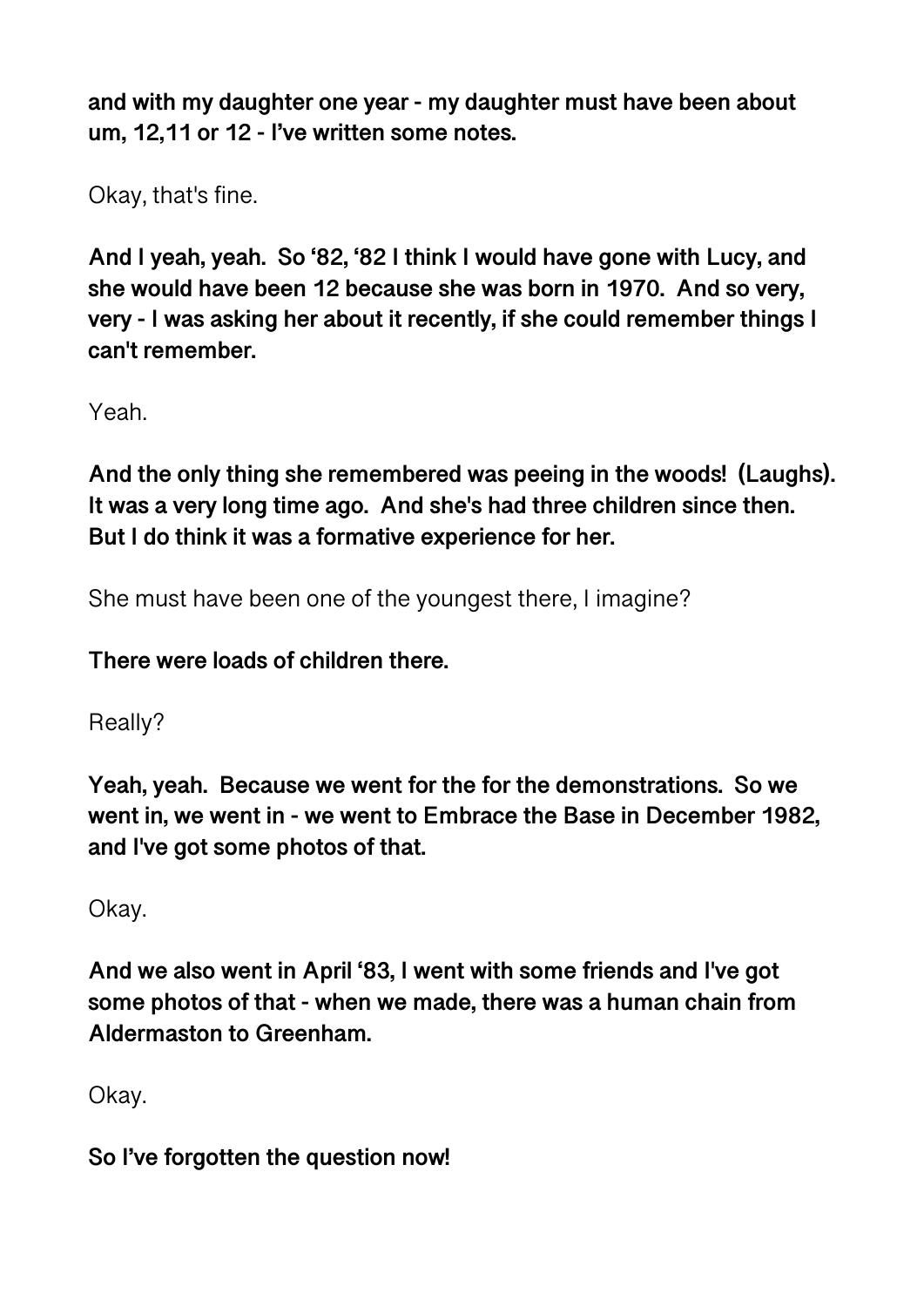**and with my daughter one year - my daughter must have been about um, 12,11 or 12 - I've written some notes.**

Okay, that's fine.

**And I yeah, yeah. So '82, '82 I think I would have gone with Lucy, and she would have been 12 because she was born in 1970. And so very, very - I was asking her about it recently, if she could remember things I can't remember.**

Yeah.

**And the only thing she remembered was peeing in the woods! (Laughs). It was a very long time ago. And she's had three children since then. But I do think it was a formative experience for her.**

She must have been one of the youngest there, I imagine?

**There were loads of children there.**

Really?

**Yeah, yeah. Because we went for the for the demonstrations. So we went in, we went in - we went to Embrace the Base in December 1982, and I've got some photos of that.**

Okay.

**And we also went in April '83, I went with some friends and I've got some photos of that - when we made, there was a human chain from Aldermaston to Greenham.**

Okay.

**So I've forgotten the question now!**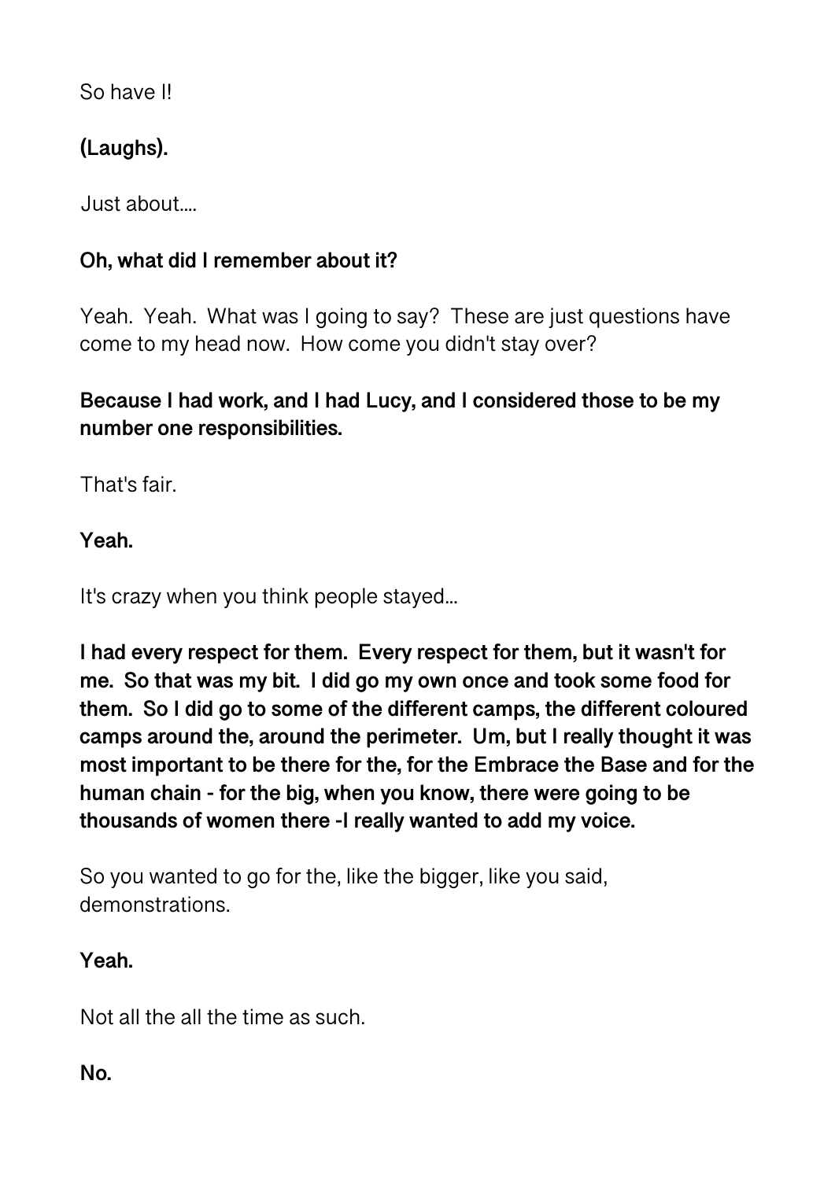So have I!

**(Laughs).**

Just about....

**Oh, what did I remember about it?**

Yeah. Yeah. What was I going to say? These are just questions have come to my head now. How come you didn't stay over?

**Because I had work, and I had Lucy, and I considered those to be my number one responsibilities.**

That's fair.

**Yeah.**

It's crazy when you think people stayed...

**I had every respect for them. Every respect for them, but it wasn't for me. So that was my bit. I did go my own once and took some food for them. So I did go to some of the different camps, the different coloured camps around the, around the perimeter. Um, but I really thought it was most important to be there for the, for the Embrace the Base and for the human chain - for the big, when you know, there were going to be thousands of women there -I really wanted to add my voice.**

So you wanted to go for the, like the bigger, like you said, demonstrations.

**Yeah.**

Not all the all the time as such.

**No.**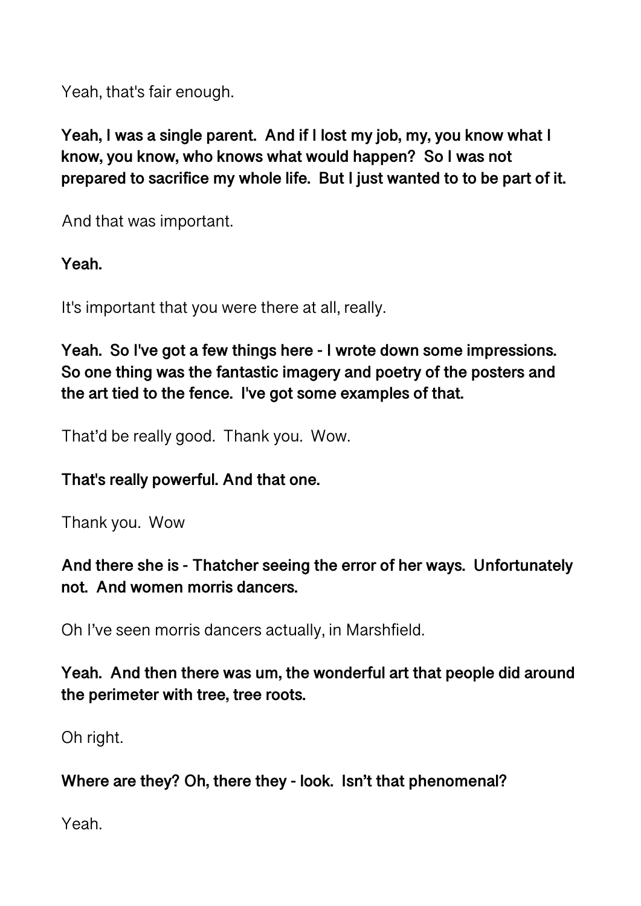Yeah, that's fair enough.

**Yeah, I was a single parent. And if I lost my job, my, you know what I know, you know, who knows what would happen? So I was not prepared to sacrifice my whole life. But I just wanted to to be part of it.**

And that was important.

**Yeah.**

It's important that you were there at all, really.

**Yeah. So I've got a few things here - I wrote down some impressions. So one thing was the fantastic imagery and poetry of the posters and the art tied to the fence. I've got some examples of that.**

That'd be really good. Thank you. Wow.

**That's really powerful. And that one.**

Thank you. Wow

**And there she is - Thatcher seeing the error of her ways. Unfortunately not. And women morris dancers.**

Oh I've seen morris dancers actually, in Marshfield.

**Yeah. And then there was um, the wonderful art that people did around the perimeter with tree, tree roots.**

Oh right.

**Where are they? Oh, there they - look. Isn't that phenomenal?**

Yeah.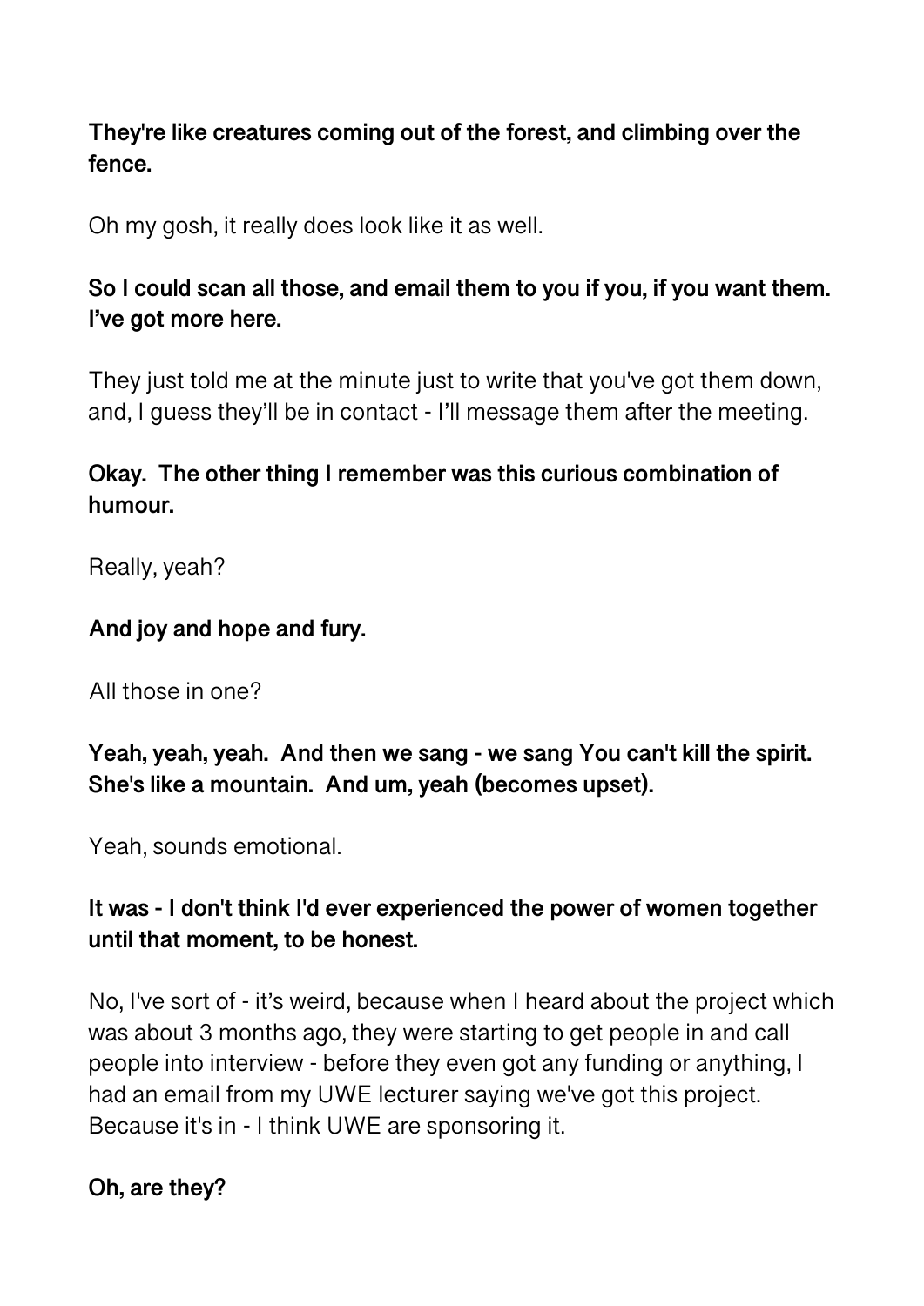**They're like creatures coming out of the forest, and climbing over the fence.**

Oh my gosh, it really does look like it as well.

**So I could scan all those, and email them to you if you, if you want them. I've got more here.**

They just told me at the minute just to write that you've got them down, and, I guess they'll be in contact - I'll message them after the meeting.

**Okay. The other thing I remember was this curious combination of humour.**

Really, yeah?

**And joy and hope and fury.**

All those in one?

**Yeah, yeah, yeah. And then we sang - we sang You can't kill the spirit. She's like a mountain. And um, yeah (becomes upset).**

Yeah, sounds emotional.

**It was - I don't think I'd ever experienced the power of women together until that moment, to be honest.**

No, I've sort of - it's weird, because when I heard about the project which was about 3 months ago, they were starting to get people in and call people into interview - before they even got any funding or anything, I had an email from my UWE lecturer saying we've got this project. Because it's in - I think UWE are sponsoring it.

**Oh, are they?**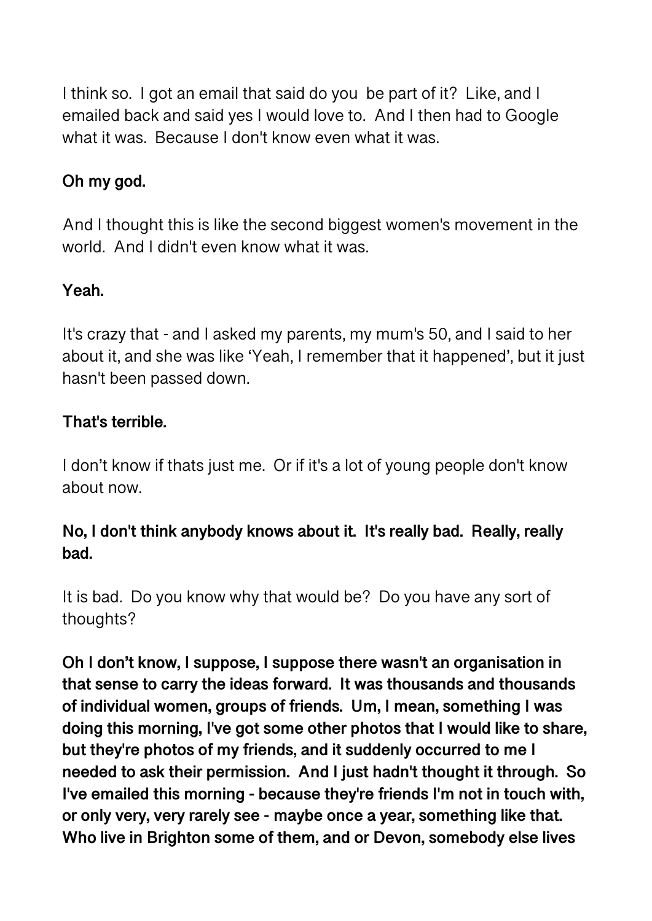I think so. I got an email that said do you be part of it? Like, and I emailed back and said yes I would love to. And I then had to Google what it was. Because I don't know even what it was.

**Oh my god.**

And I thought this is like the second biggest women's movement in the world. And I didn't even know what it was.

**Yeah.**

It's crazy that - and I asked my parents, my mum's 50, and I said to her about it, and she was like 'Yeah, I remember that it happened', but it just hasn't been passed down.

**That's terrible.**

I don't know if thats just me. Or if it's a lot of young people don't know about now.

**No, I don't think anybody knows about it. It's really bad. Really, really bad.**

It is bad. Do you know why that would be? Do you have any sort of thoughts?

**Oh I don't know, I suppose, I suppose there wasn't an organisation in that sense to carry the ideas forward. It was thousands and thousands of individual women, groups of friends. Um, I mean, something I was doing this morning, I've got some other photos that I would like to share, but they're photos of my friends, and it suddenly occurred to me I needed to ask their permission. And I just hadn't thought it through. So I've emailed this morning - because they're friends I'm not in touch with, or only very, very rarely see - maybe once a year, something like that. Who live in Brighton some of them, and or Devon, somebody else lives**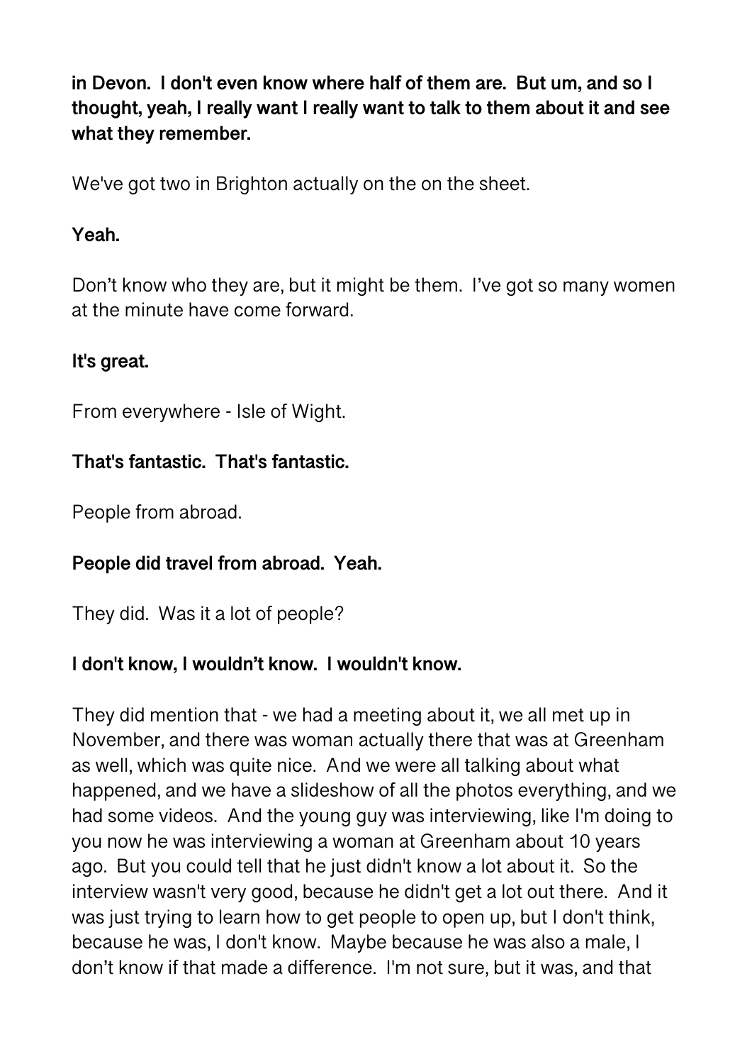**in Devon. I don't even know where half of them are. But um, and so I thought, yeah, I really want I really want to talk to them about it and see what they remember.**

We've got two in Brighton actually on the on the sheet.

**Yeah.**

Don't know who they are, but it might be them. I've got so many women at the minute have come forward.

**It's great.**

From everywhere - Isle of Wight.

**That's fantastic. That's fantastic.**

People from abroad.

**People did travel from abroad. Yeah.**

They did. Was it a lot of people?

**I don't know, I wouldn't know. I wouldn't know.**

They did mention that - we had a meeting about it, we all met up in November, and there was woman actually there that was at Greenham as well, which was quite nice. And we were all talking about what happened, and we have a slideshow of all the photos everything, and we had some videos. And the young guy was interviewing, like I'm doing to you now he was interviewing a woman at Greenham about 10 years ago. But you could tell that he just didn't know a lot about it. So the interview wasn't very good, because he didn't get a lot out there. And it was just trying to learn how to get people to open up, but I don't think, because he was, I don't know. Maybe because he was also a male, I don't know if that made a difference. I'm not sure, but it was, and that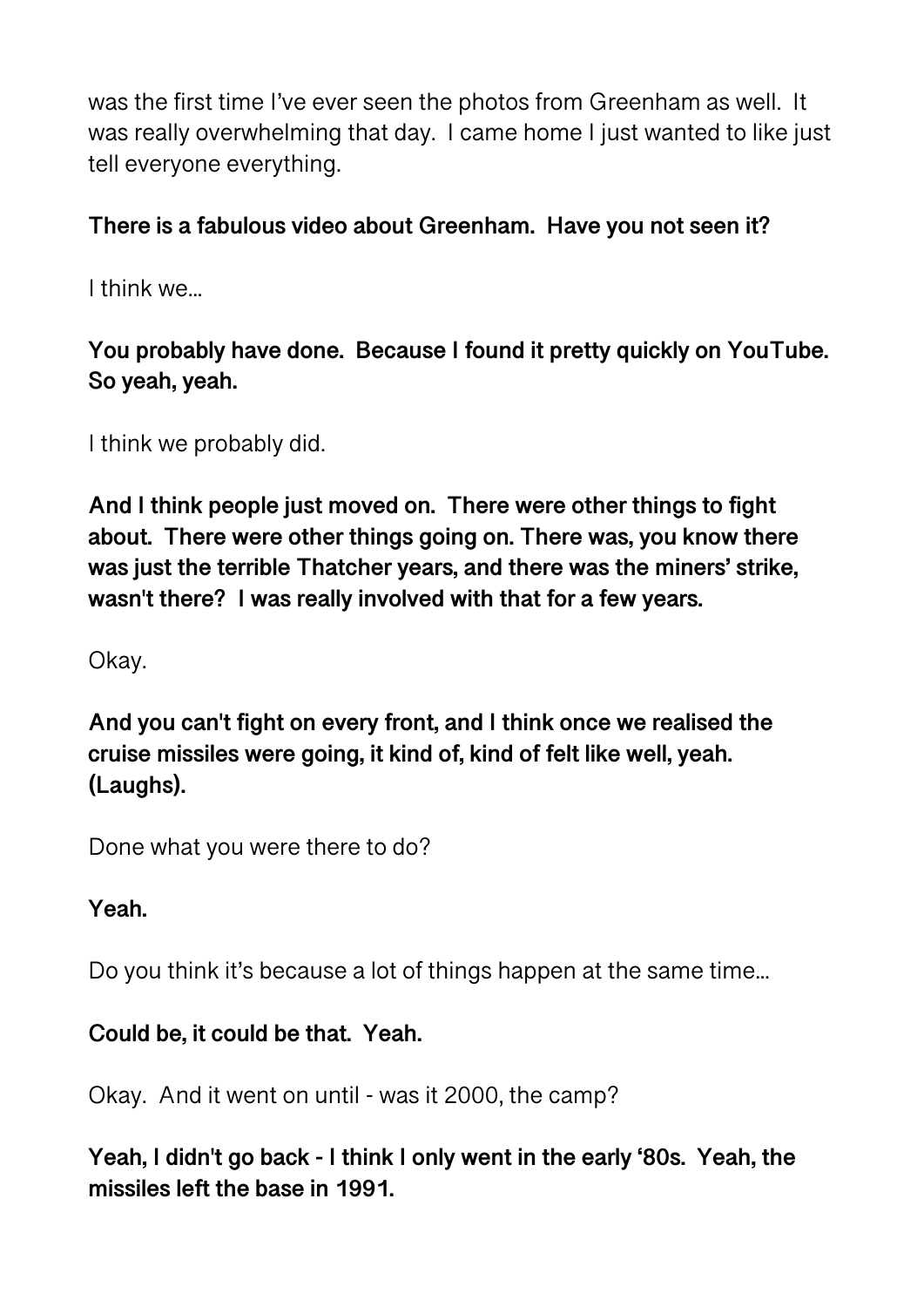was the first time I've ever seen the photos from Greenham as well. It was really overwhelming that day. I came home I just wanted to like just tell everyone everything.

**There is a fabulous video about Greenham. Have you not seen it?**

I think we…

**You probably have done. Because I found it pretty quickly on YouTube. So yeah, yeah.**

I think we probably did.

**And I think people just moved on. There were other things to fight about. There were other things going on. There was, you know there was just the terrible Thatcher years, and there was the miners' strike, wasn't there? I was really involved with that for a few years.**

Okay.

**And you can't fight on every front, and I think once we realised the cruise missiles were going, it kind of, kind of felt like well, yeah. (Laughs).**

Done what you were there to do?

**Yeah.**

Do you think it's because a lot of things happen at the same time…

**Could be, it could be that. Yeah.**

Okay. And it went on until - was it 2000, the camp?

**Yeah, I didn't go back - I think I only went in the early '80s. Yeah, the missiles left the base in 1991.**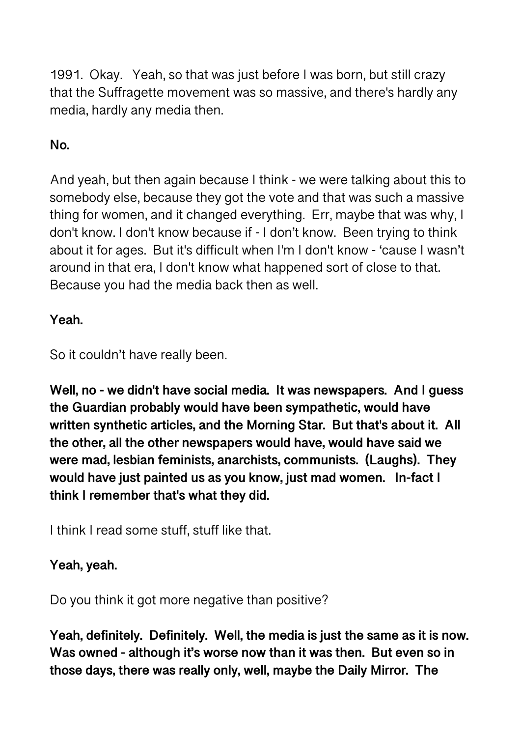1991. Okay. Yeah, so that was just before I was born, but still crazy that the Suffragette movement was so massive, and there's hardly any media, hardly any media then.

**No.**

And yeah, but then again because I think - we were talking about this to somebody else, because they got the vote and that was such a massive thing for women, and it changed everything. Err, maybe that was why, I don't know. I don't know because if - I don't know. Been trying to think about it for ages. But it's difficult when I'm I don't know - 'cause I wasn't around in that era, I don't know what happened sort of close to that. Because you had the media back then as well.

**Yeah.**

So it couldn't have really been.

**Well, no - we didn't have social media. It was newspapers. And I guess the Guardian probably would have been sympathetic, would have written synthetic articles, and the Morning Star. But that's about it. All the other, all the other newspapers would have, would have said we were mad, lesbian feminists, anarchists, communists. (Laughs). They would have just painted us as you know, just mad women. In-fact I think I remember that's what they did.**

I think I read some stuff, stuff like that.

**Yeah, yeah.**

Do you think it got more negative than positive?

**Yeah, definitely. Definitely. Well, the media is just the same as it is now. Was owned - although it's worse now than it was then. But even so in those days, there was really only, well, maybe the Daily Mirror. The**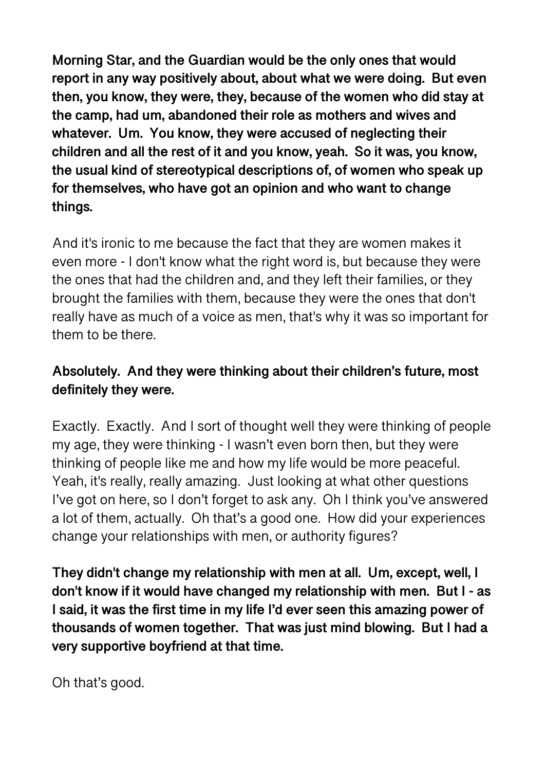**Morning Star, and the Guardian would be the only ones that would report in any way positively about, about what we were doing. But even then, you know, they were, they, because of the women who did stay at the camp, had um, abandoned their role as mothers and wives and whatever. Um. You know, they were accused of neglecting their children and all the rest of it and you know, yeah. So it was, you know, the usual kind of stereotypical descriptions of, of women who speak up for themselves, who have got an opinion and who want to change things.**

And it's ironic to me because the fact that they are women makes it even more - I don't know what the right word is, but because they were the ones that had the children and, and they left their families, or they brought the families with them, because they were the ones that don't really have as much of a voice as men, that's why it was so important for them to be there.

**Absolutely. And they were thinking about their children's future, most definitely they were.**

Exactly. Exactly. And I sort of thought well they were thinking of people my age, they were thinking - I wasn't even born then, but they were thinking of people like me and how my life would be more peaceful. Yeah, it's really, really amazing. Just looking at what other questions I've got on here, so I don't forget to ask any. Oh I think you've answered a lot of them, actually. Oh that's a good one. How did your experiences change your relationships with men, or authority figures?

**They didn't change my relationship with men at all. Um, except, well, I don't know if it would have changed my relationship with men. But I - as I said, it was the first time in my life I'd ever seen this amazing power of thousands of women together. That was just mind blowing. But I had a very supportive boyfriend at that time.**

Oh that's good.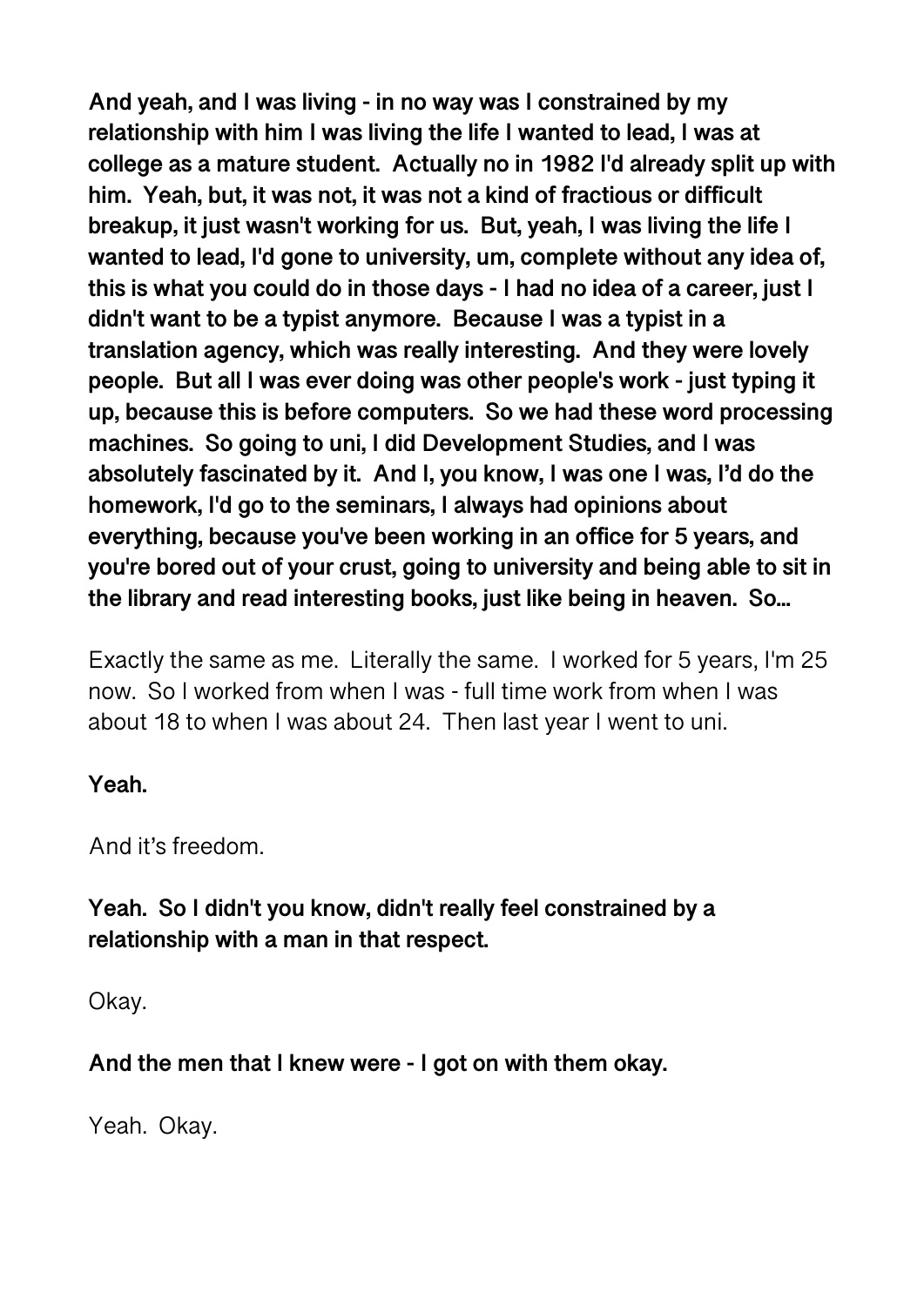**And yeah, and I was living - in no way was I constrained by my relationship with him I was living the life I wanted to lead, I was at college as a mature student. Actually no in 1982 I'd already split up with him. Yeah, but, it was not, it was not a kind of fractious or difficult breakup, it just wasn't working for us. But, yeah, I was living the life I wanted to lead, I'd gone to university, um, complete without any idea of, this is what you could do in those days - I had no idea of a career, just I didn't want to be a typist anymore. Because I was a typist in a translation agency, which was really interesting. And they were lovely people. But all I was ever doing was other people's work - just typing it up, because this is before computers. So we had these word processing machines. So going to uni, I did Development Studies, and I was absolutely fascinated by it. And I, you know, I was one I was, I'd do the homework, I'd go to the seminars, I always had opinions about everything, because you've been working in an office for 5 years, and you're bored out of your crust, going to university and being able to sit in the library and read interesting books, just like being in heaven. So…**

Exactly the same as me. Literally the same. I worked for 5 years, I'm 25 now. So I worked from when I was - full time work from when I was about 18 to when I was about 24. Then last year I went to uni.

**Yeah.**

And it's freedom.

**Yeah. So I didn't you know, didn't really feel constrained by a relationship with a man in that respect.**

Okay.

**And the men that I knew were - I got on with them okay.**

Yeah. Okay.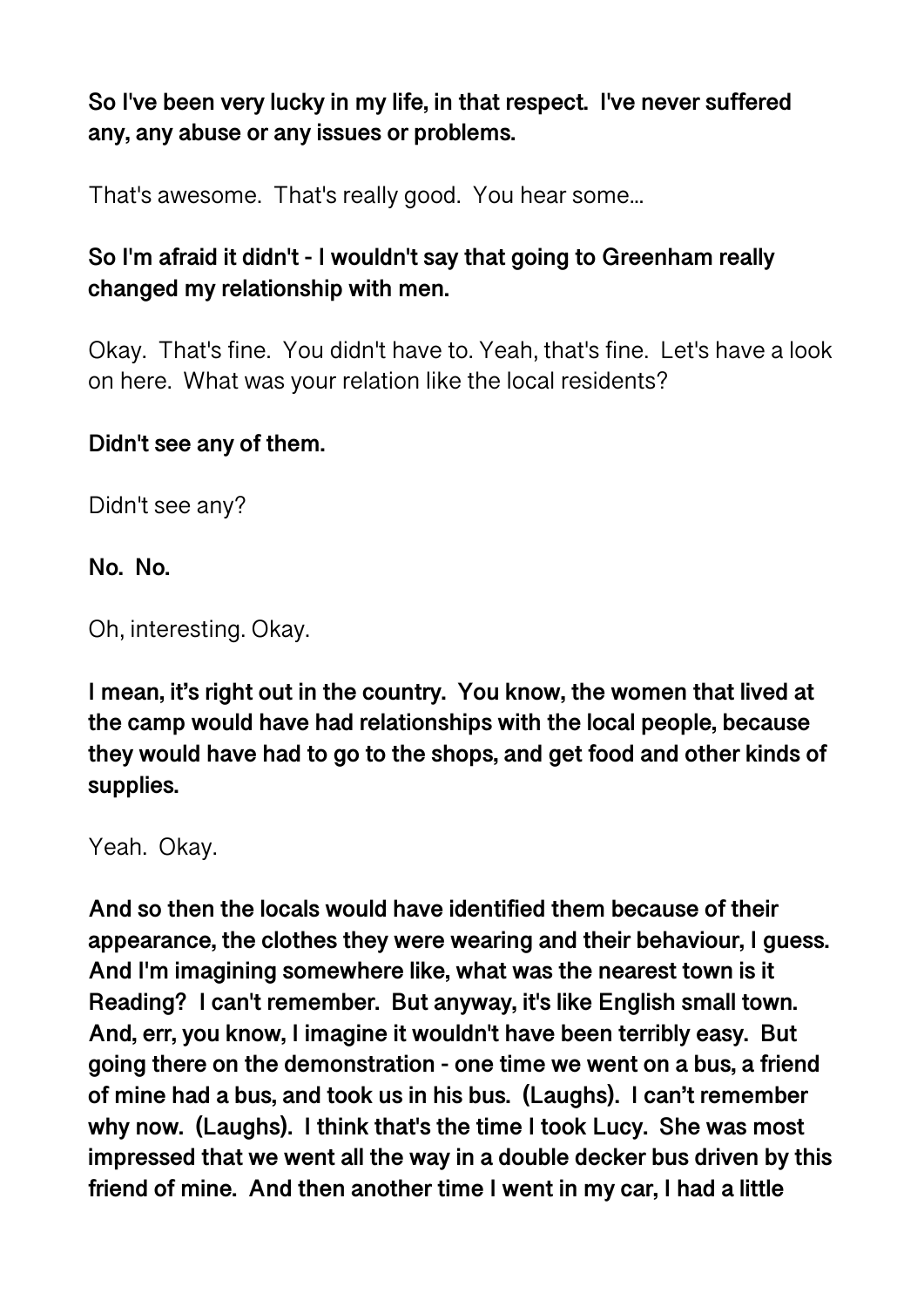**So I've been very lucky in my life, in that respect. I've never suffered any, any abuse or any issues or problems.**

That's awesome. That's really good. You hear some...

**So I'm afraid it didn't - I wouldn't say that going to Greenham really changed my relationship with men.**

Okay. That's fine. You didn't have to. Yeah, that's fine. Let's have a look on here. What was your relation like the local residents?

**Didn't see any of them.**

Didn't see any?

**No. No.**

Oh, interesting. Okay.

**I mean, it's right out in the country. You know, the women that lived at the camp would have had relationships with the local people, because they would have had to go to the shops, and get food and other kinds of supplies.**

Yeah. Okay.

**And so then the locals would have identified them because of their appearance, the clothes they were wearing and their behaviour, I guess. And I'm imagining somewhere like, what was the nearest town is it Reading? I can't remember. But anyway, it's like English small town. And, err, you know, I imagine it wouldn't have been terribly easy. But going there on the demonstration - one time we went on a bus, a friend of mine had a bus, and took us in his bus. (Laughs). I can't remember why now. (Laughs). I think that's the time I took Lucy. She was most impressed that we went all the way in a double decker bus driven by this friend of mine. And then another time I went in my car, I had a little**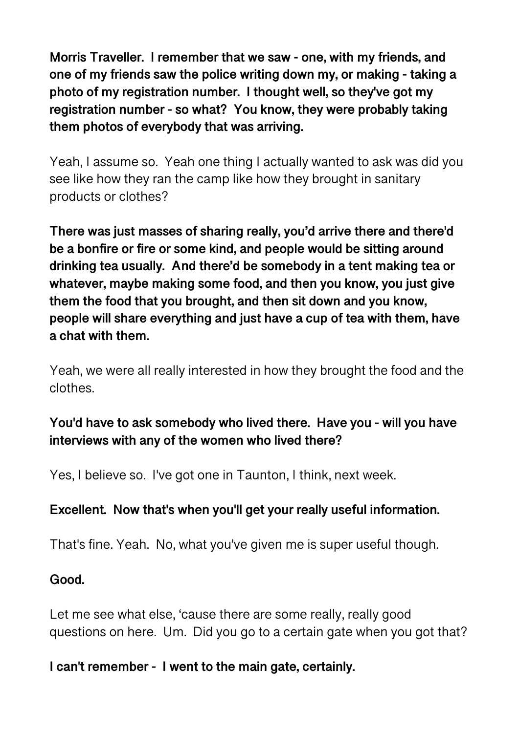**Morris Traveller. I remember that we saw - one, with my friends, and one of my friends saw the police writing down my, or making - taking a photo of my registration number. I thought well, so they've got my registration number - so what? You know, they were probably taking them photos of everybody that was arriving.**

Yeah, I assume so. Yeah one thing I actually wanted to ask was did you see like how they ran the camp like how they brought in sanitary products or clothes?

**There was just masses of sharing really, you'd arrive there and there'd be a bonfire or fire or some kind, and people would be sitting around drinking tea usually. And there'd be somebody in a tent making tea or whatever, maybe making some food, and then you know, you just give them the food that you brought, and then sit down and you know, people will share everything and just have a cup of tea with them, have a chat with them.**

Yeah, we were all really interested in how they brought the food and the clothes.

**You'd have to ask somebody who lived there. Have you - will you have interviews with any of the women who lived there?**

Yes, I believe so. I've got one in Taunton, I think, next week.

**Excellent. Now that's when you'll get your really useful information.**

That's fine. Yeah. No, what you've given me is super useful though.

**Good.**

Let me see what else, 'cause there are some really, really good questions on here. Um. Did you go to a certain gate when you got that?

**I can't remember - I went to the main gate, certainly.**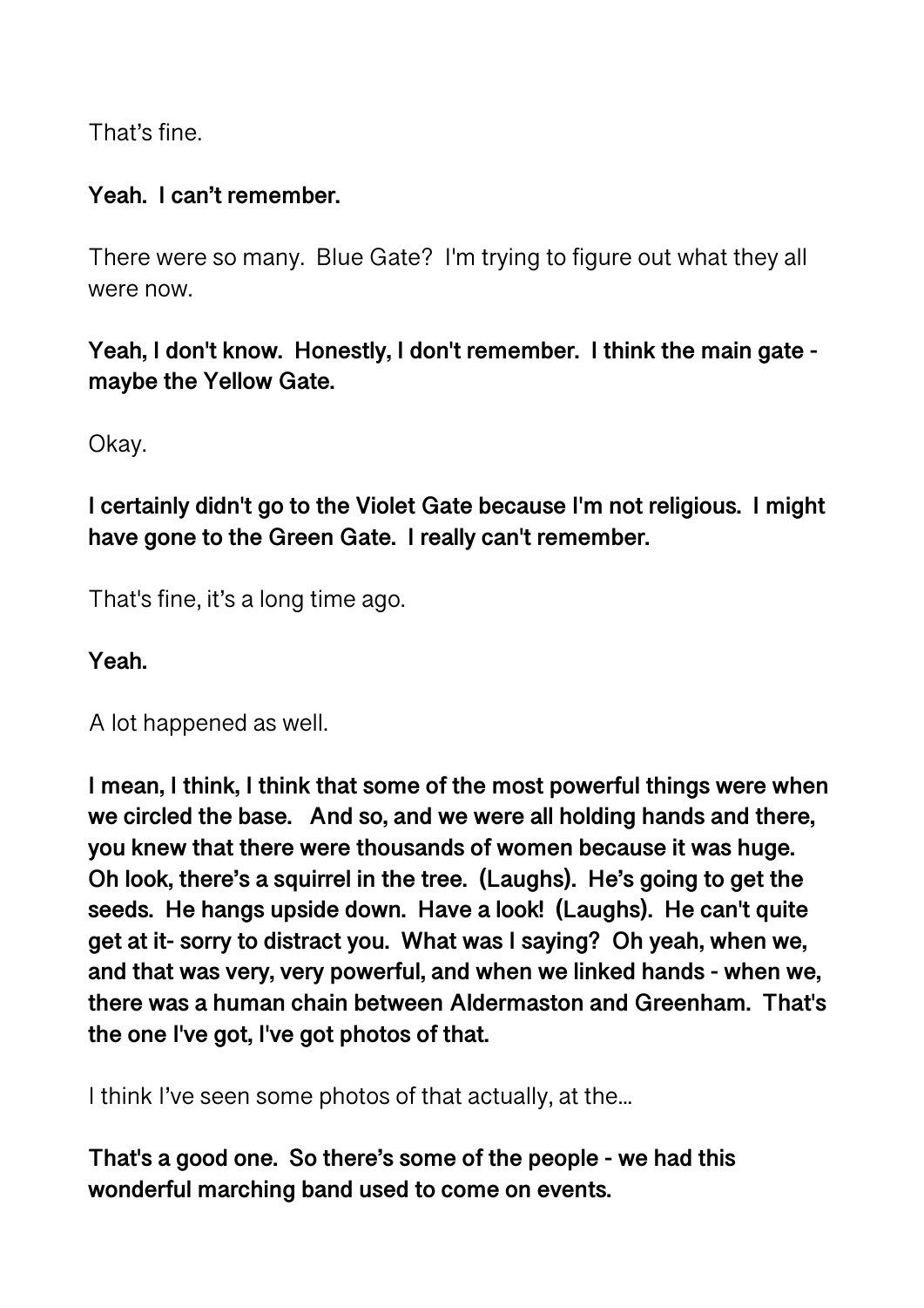That's fine.

**Yeah.  I can't remember.**

There were so many.  Blue Gate?  I'm trying to figure out what they all were now.

**Yeah, I don't know.  Honestly, I don't remember.  I think the main gate - maybe the Yellow Gate.**

Okay.

**I certainly didn't go to the Violet Gate because I'm not religious.  I might have gone to the Green Gate.  I really can't remember.**

That's fine, it's a long time ago.

**Yeah.**

A lot happened as well.

**I mean, I think, I think that some of the most powerful things were when we circled the base.   And so, and we were all holding hands and there, you knew that there were thousands of women because it was huge.  Oh look, there's a squirrel in the tree.  (Laughs).  He's going to get the seeds.  He hangs upside down.  Have a look!  (Laughs).  He can't quite get at it- sorry to distract you.  What was I saying?  Oh yeah, when we, and that was very, very powerful, and when we linked hands - when we, there was a human chain between Aldermaston and Greenham.  That's the one I've got, I've got photos of that.**

I think I've seen some photos of that actually, at the...

**That's a good one.  So there's some of the people - we had this wonderful marching band used to come on events.**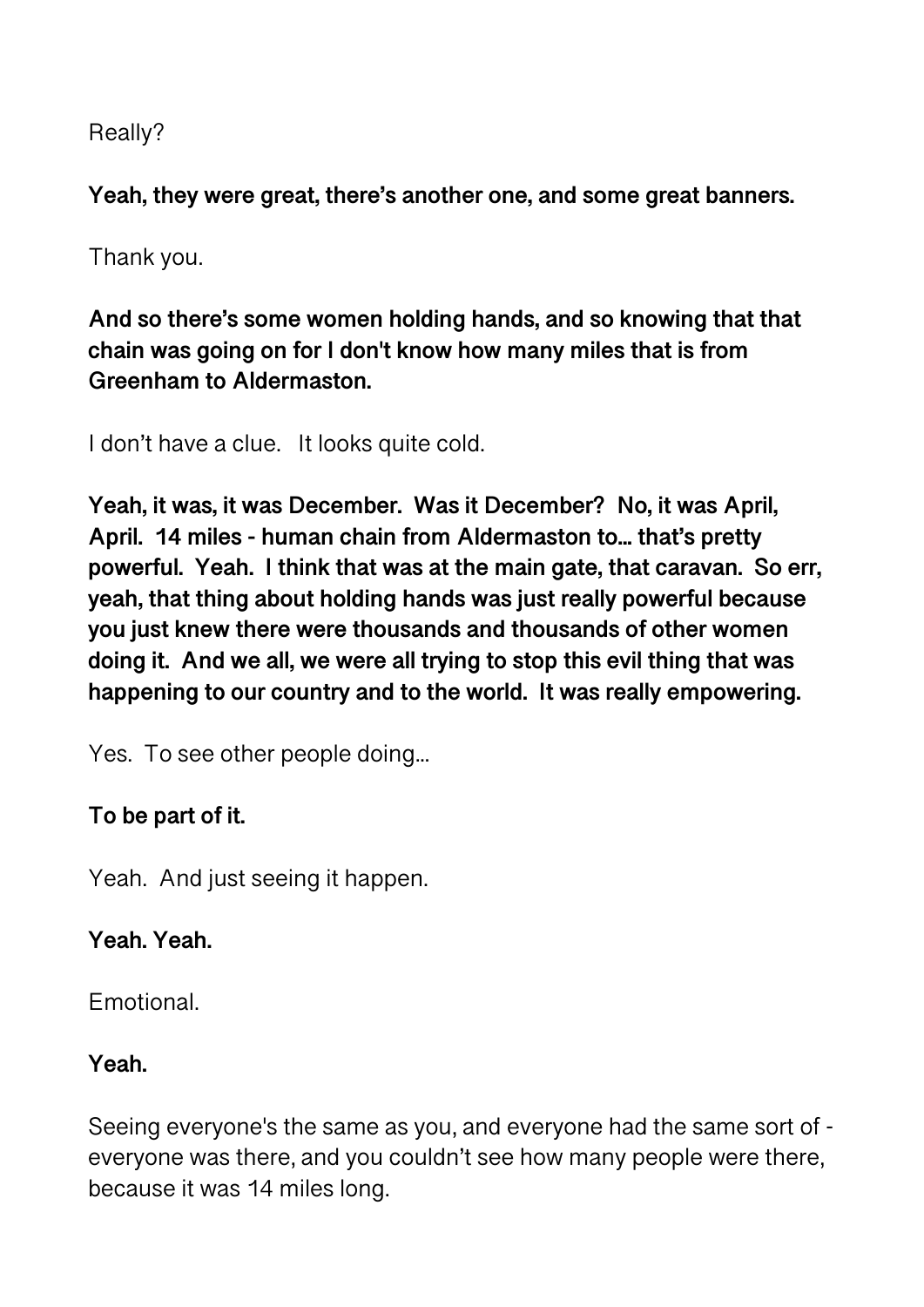Really?

**Yeah, they were great, there's another one, and some great banners.**

Thank you.

**And so there's some women holding hands, and so knowing that that chain was going on for I don't know how many miles that is from Greenham to Aldermaston.**

I don't have a clue. It looks quite cold.

**Yeah, it was, it was December. Was it December? No, it was April, April. 14 miles - human chain from Aldermaston to… that's pretty powerful. Yeah. I think that was at the main gate, that caravan. So err, yeah, that thing about holding hands was just really powerful because you just knew there were thousands and thousands of other women doing it. And we all, we were all trying to stop this evil thing that was happening to our country and to the world. It was really empowering.**

Yes. To see other people doing…

**To be part of it.**

Yeah. And just seeing it happen.

**Yeah. Yeah.**

Emotional.

**Yeah.**

Seeing everyone's the same as you, and everyone had the same sort of - everyone was there, and you couldn't see how many people were there, because it was 14 miles long.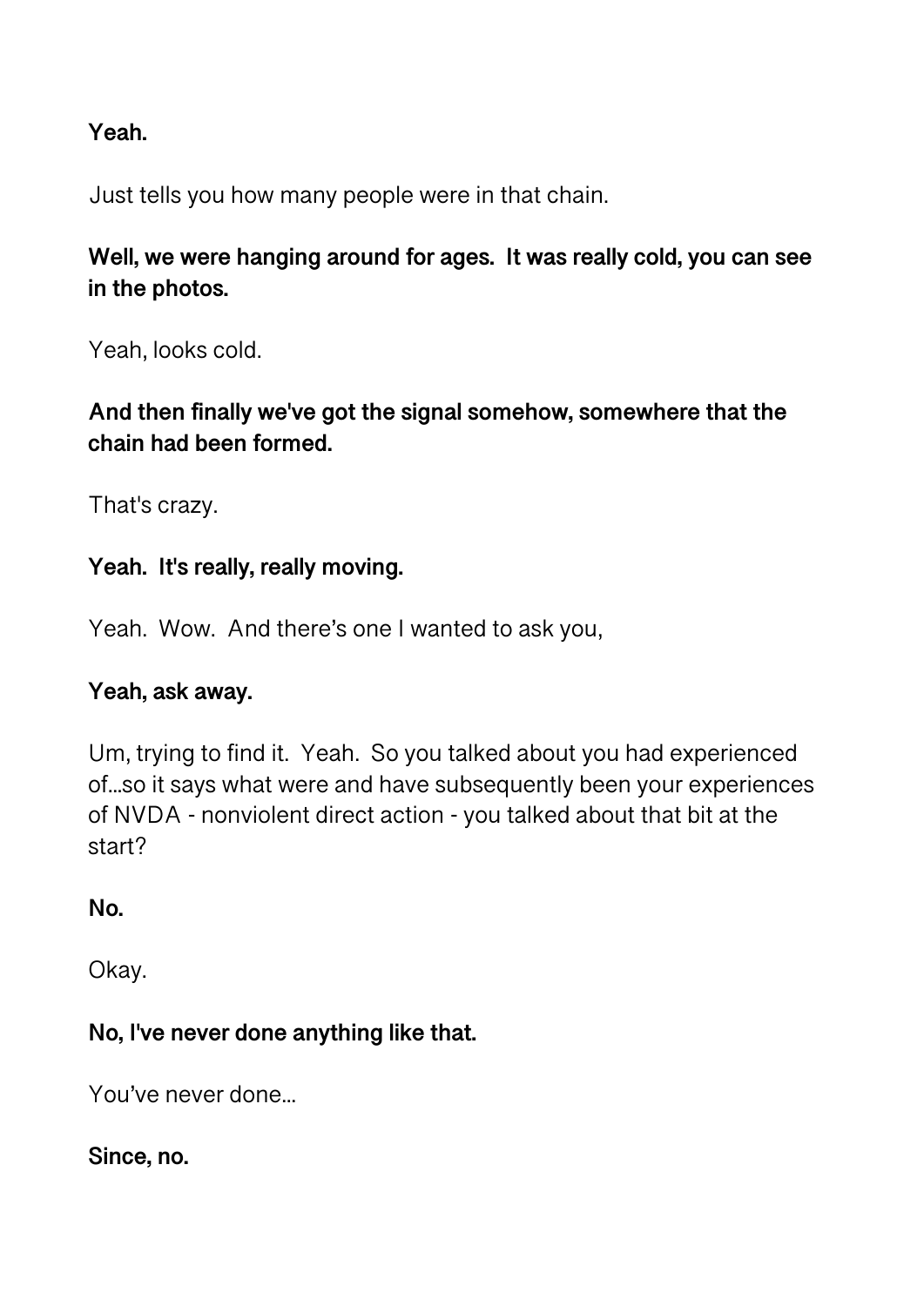**Yeah.**

Just tells you how many people were in that chain.

**Well, we were hanging around for ages. It was really cold, you can see in the photos.**

Yeah, looks cold.

**And then finally we've got the signal somehow, somewhere that the chain had been formed.**

That's crazy.

**Yeah. It's really, really moving.**

Yeah. Wow. And there's one I wanted to ask you,

**Yeah, ask away.**

Um, trying to find it. Yeah. So you talked about you had experienced of…so it says what were and have subsequently been your experiences of NVDA - nonviolent direct action - you talked about that bit at the start?

**No.**

Okay.

**No, I've never done anything like that.**

You've never done…

**Since, no.**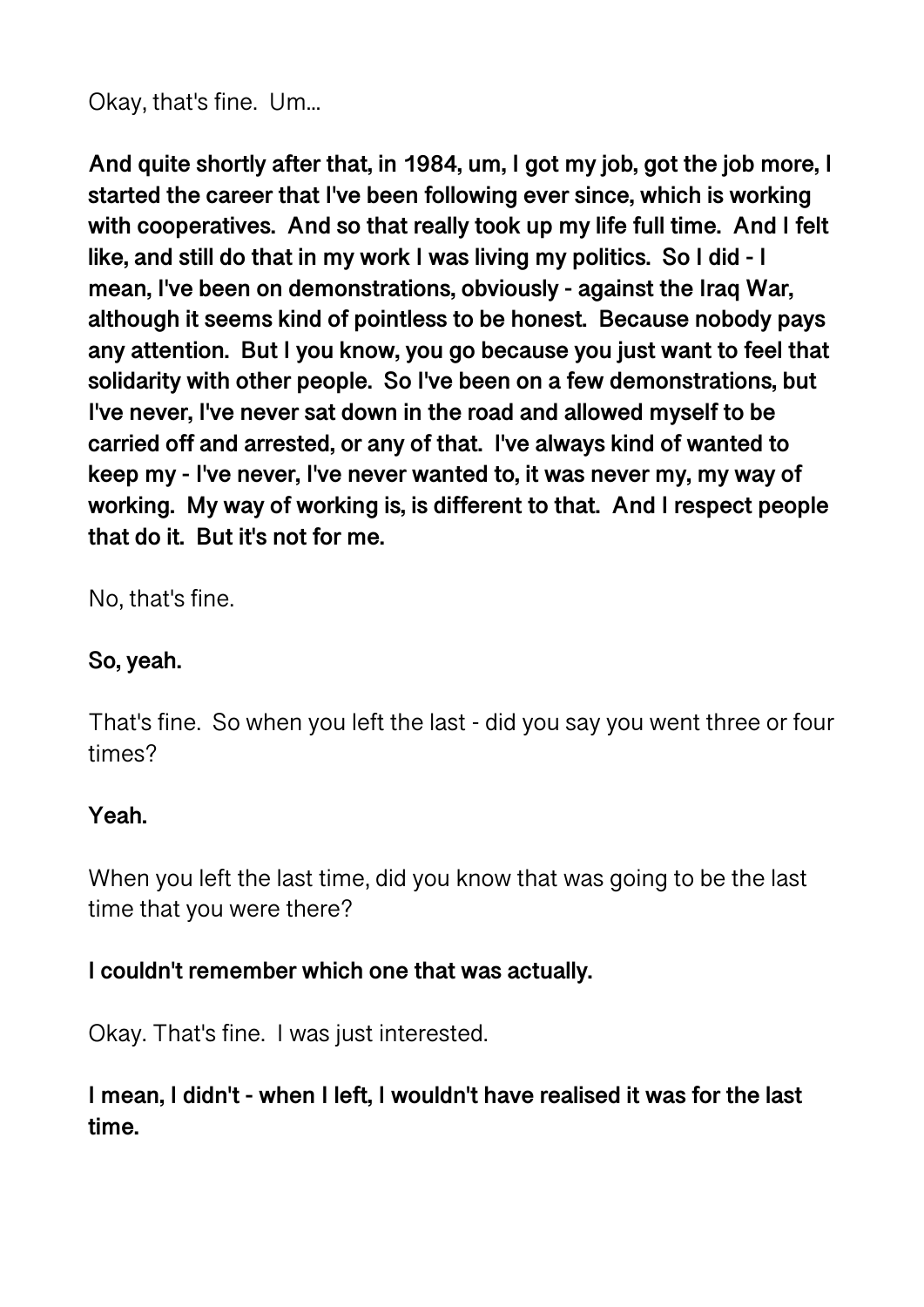Okay, that's fine.  Um...

**And quite shortly after that, in 1984, um, I got my job, got the job more, I started the career that I've been following ever since, which is working with cooperatives.  And so that really took up my life full time.  And I felt like, and still do that in my work I was living my politics.  So I did - I mean, I've been on demonstrations, obviously - against the Iraq War, although it seems kind of pointless to be honest.  Because nobody pays any attention.  But I you know, you go because you just want to feel that solidarity with other people.  So I've been on a few demonstrations, but I've never, I've never sat down in the road and allowed myself to be carried off and arrested, or any of that.  I've always kind of wanted to keep my - I've never, I've never wanted to, it was never my, my way of working.  My way of working is, is different to that.  And I respect people that do it.  But it's not for me.**

No, that's fine.

**So, yeah.**

That's fine.  So when you left the last - did you say you went three or four times?

**Yeah.**

When you left the last time, did you know that was going to be the last time that you were there?

**I couldn't remember which one that was actually.**

Okay. That's fine.  I was just interested.

**I mean, I didn't - when I left, I wouldn't have realised it was for the last time.**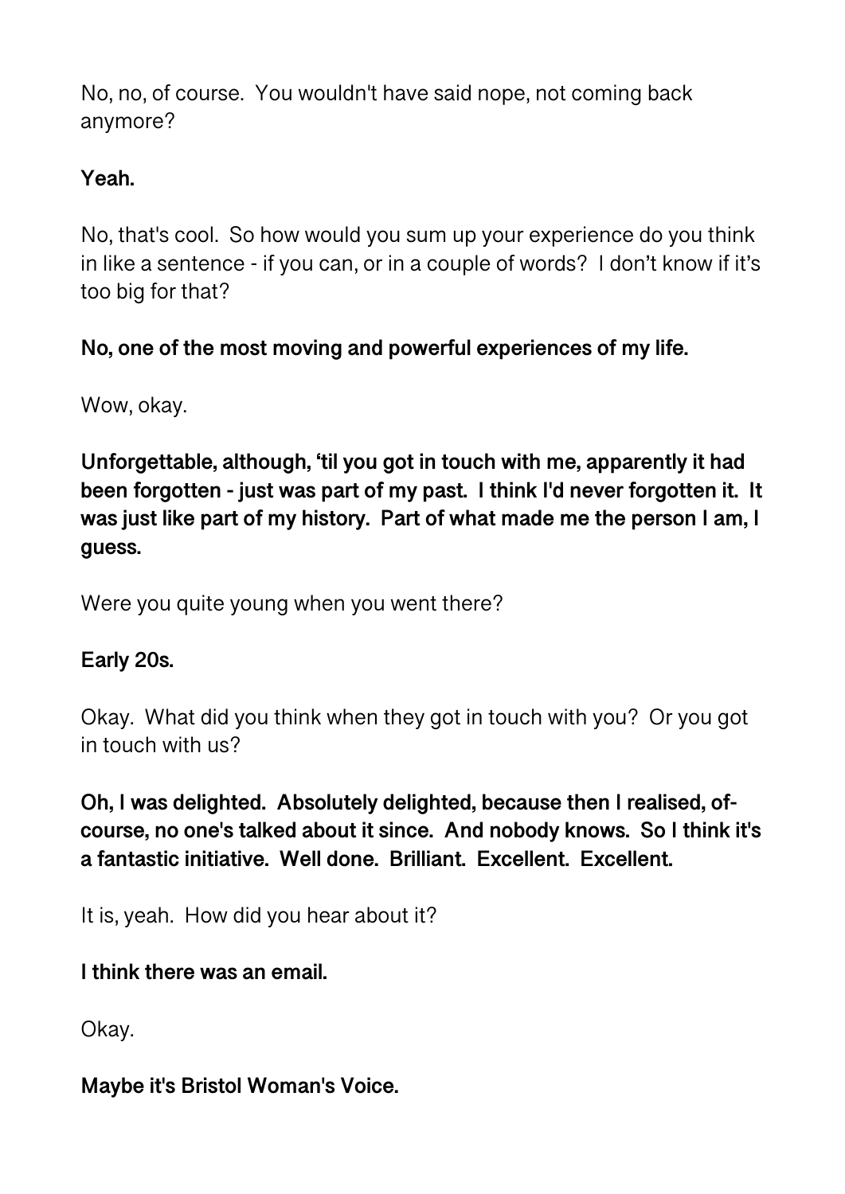No, no, of course. You wouldn't have said nope, not coming back anymore?

**Yeah.**

No, that's cool. So how would you sum up your experience do you think in like a sentence - if you can, or in a couple of words? I don't know if it's too big for that?

**No, one of the most moving and powerful experiences of my life.**

Wow, okay.

**Unforgettable, although, 'til you got in touch with me, apparently it had been forgotten - just was part of my past. I think I'd never forgotten it. It was just like part of my history. Part of what made me the person I am, I guess.**

Were you quite young when you went there?

**Early 20s.**

Okay. What did you think when they got in touch with you? Or you got in touch with us?

**Oh, I was delighted. Absolutely delighted, because then I realised, of-course, no one's talked about it since. And nobody knows. So I think it's a fantastic initiative. Well done. Brilliant. Excellent. Excellent.**

It is, yeah. How did you hear about it?

**I think there was an email.**

Okay.

**Maybe it's Bristol Woman's Voice.**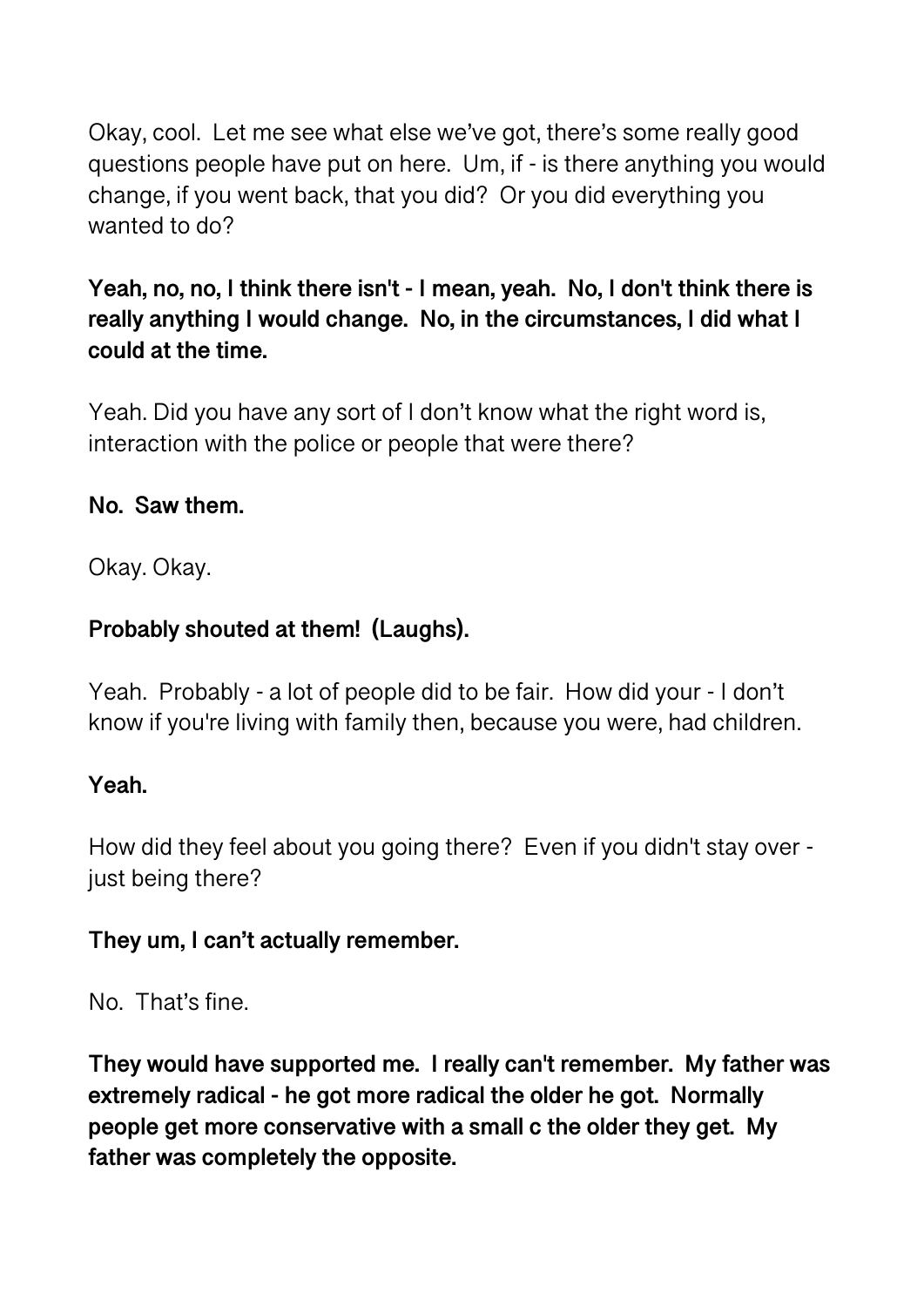Okay, cool.  Let me see what else we've got, there's some really good questions people have put on here.  Um, if - is there anything you would change, if you went back, that you did?  Or you did everything you wanted to do?

**Yeah, no, no, I think there isn't - I mean, yeah.  No, I don't think there is really anything I would change.  No, in the circumstances, I did what I could at the time.**

Yeah. Did you have any sort of I don't know what the right word is, interaction with the police or people that were there?

**No.  Saw them.**

Okay. Okay.

**Probably shouted at them!  (Laughs).**

Yeah.  Probably - a lot of people did to be fair.  How did your - I don't know if you're living with family then, because you were, had children.

**Yeah.**

How did they feel about you going there?  Even if you didn't stay over - just being there?

**They um, I can't actually remember.**

No.  That's fine.

**They would have supported me.  I really can't remember.  My father was extremely radical - he got more radical the older he got.  Normally people get more conservative with a small c the older they get.  My father was completely the opposite.**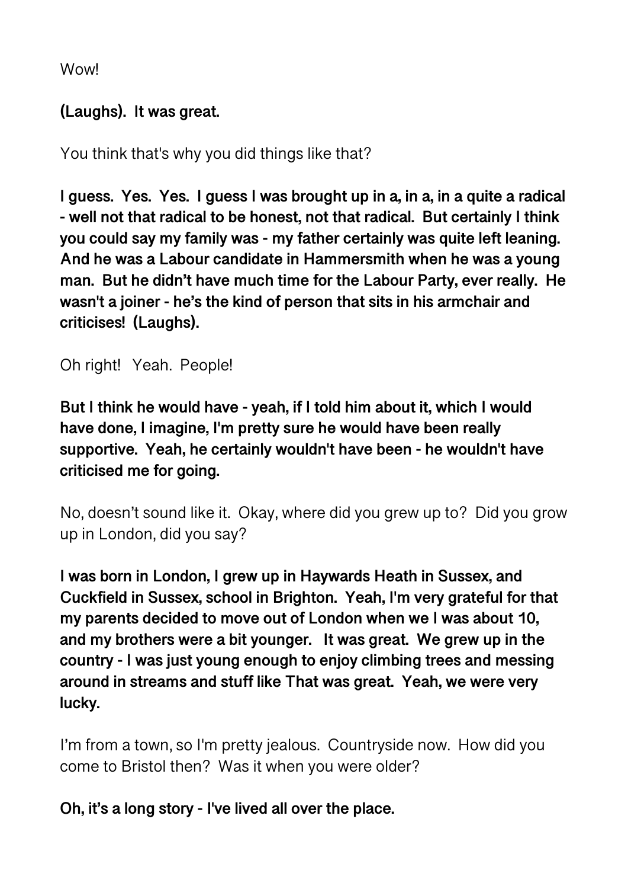Wow!

**(Laughs). It was great.**

You think that's why you did things like that?

**I guess. Yes. Yes. I guess I was brought up in a, in a, in a quite a radical - well not that radical to be honest, not that radical. But certainly I think you could say my family was - my father certainly was quite left leaning. And he was a Labour candidate in Hammersmith when he was a young man. But he didn't have much time for the Labour Party, ever really. He wasn't a joiner - he's the kind of person that sits in his armchair and criticises! (Laughs).**

Oh right! Yeah. People!

**But I think he would have - yeah, if I told him about it, which I would have done, I imagine, I'm pretty sure he would have been really supportive. Yeah, he certainly wouldn't have been - he wouldn't have criticised me for going.**

No, doesn't sound like it. Okay, where did you grew up to? Did you grow up in London, did you say?

**I was born in London, I grew up in Haywards Heath in Sussex, and Cuckfield in Sussex, school in Brighton. Yeah, I'm very grateful for that my parents decided to move out of London when we I was about 10, and my brothers were a bit younger. It was great. We grew up in the country - I was just young enough to enjoy climbing trees and messing around in streams and stuff like That was great. Yeah, we were very lucky.**

I'm from a town, so I'm pretty jealous. Countryside now. How did you come to Bristol then? Was it when you were older?

**Oh, it's a long story - I've lived all over the place.**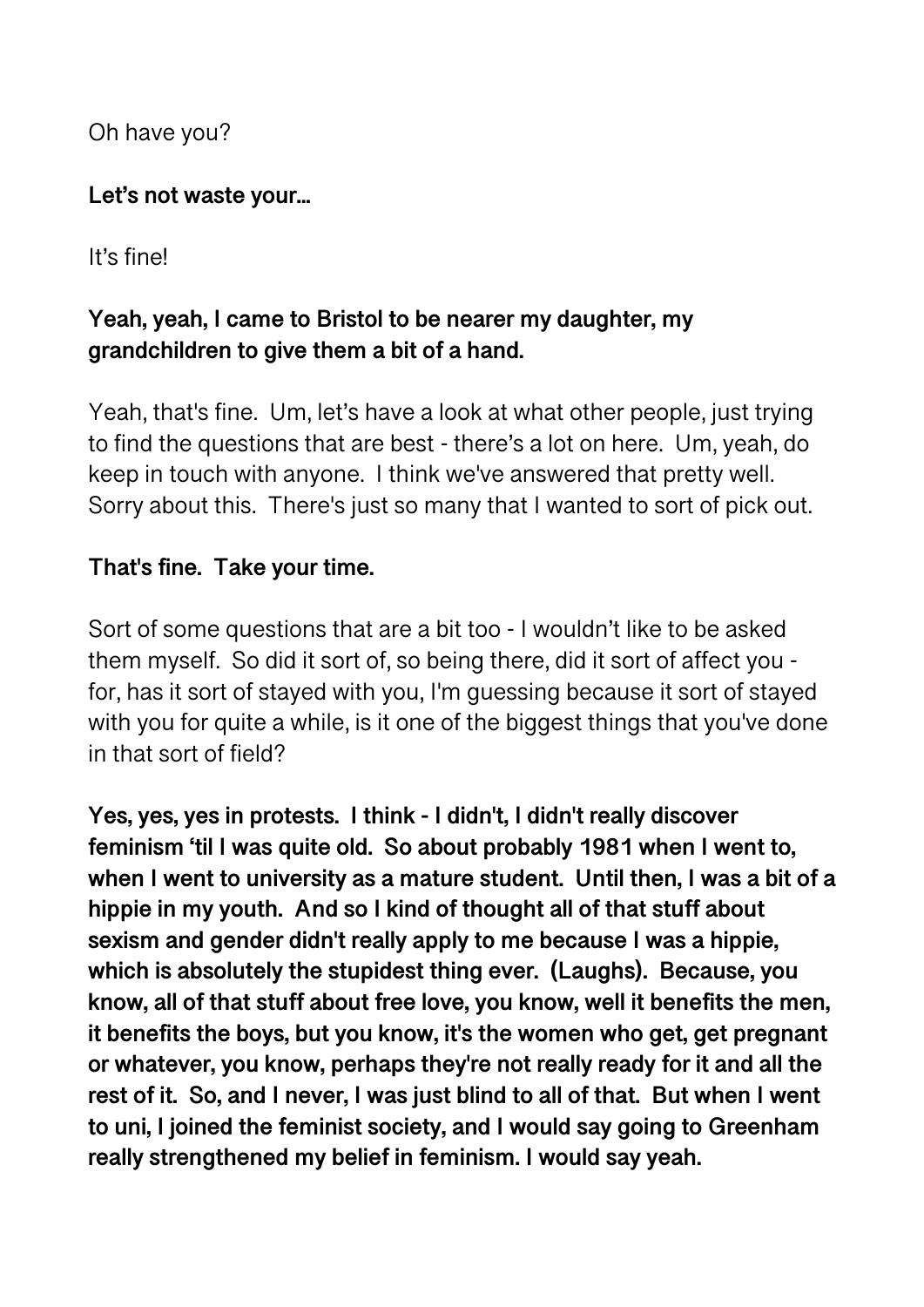Oh have you?

**Let's not waste your…**

It's fine!

**Yeah, yeah, I came to Bristol to be nearer my daughter, my grandchildren to give them a bit of a hand.**

Yeah, that's fine. Um, let's have a look at what other people, just trying to find the questions that are best - there's a lot on here. Um, yeah, do keep in touch with anyone. I think we've answered that pretty well. Sorry about this. There's just so many that I wanted to sort of pick out.

**That's fine. Take your time.**

Sort of some questions that are a bit too - I wouldn't like to be asked them myself. So did it sort of, so being there, did it sort of affect you - for, has it sort of stayed with you, I'm guessing because it sort of stayed with you for quite a while, is it one of the biggest things that you've done in that sort of field?

**Yes, yes, yes in protests. I think - I didn't, I didn't really discover feminism 'til I was quite old. So about probably 1981 when I went to, when I went to university as a mature student. Until then, I was a bit of a hippie in my youth. And so I kind of thought all of that stuff about sexism and gender didn't really apply to me because I was a hippie, which is absolutely the stupidest thing ever. (Laughs). Because, you know, all of that stuff about free love, you know, well it benefits the men, it benefits the boys, but you know, it's the women who get, get pregnant or whatever, you know, perhaps they're not really ready for it and all the rest of it. So, and I never, I was just blind to all of that. But when I went to uni, I joined the feminist society, and I would say going to Greenham really strengthened my belief in feminism. I would say yeah.**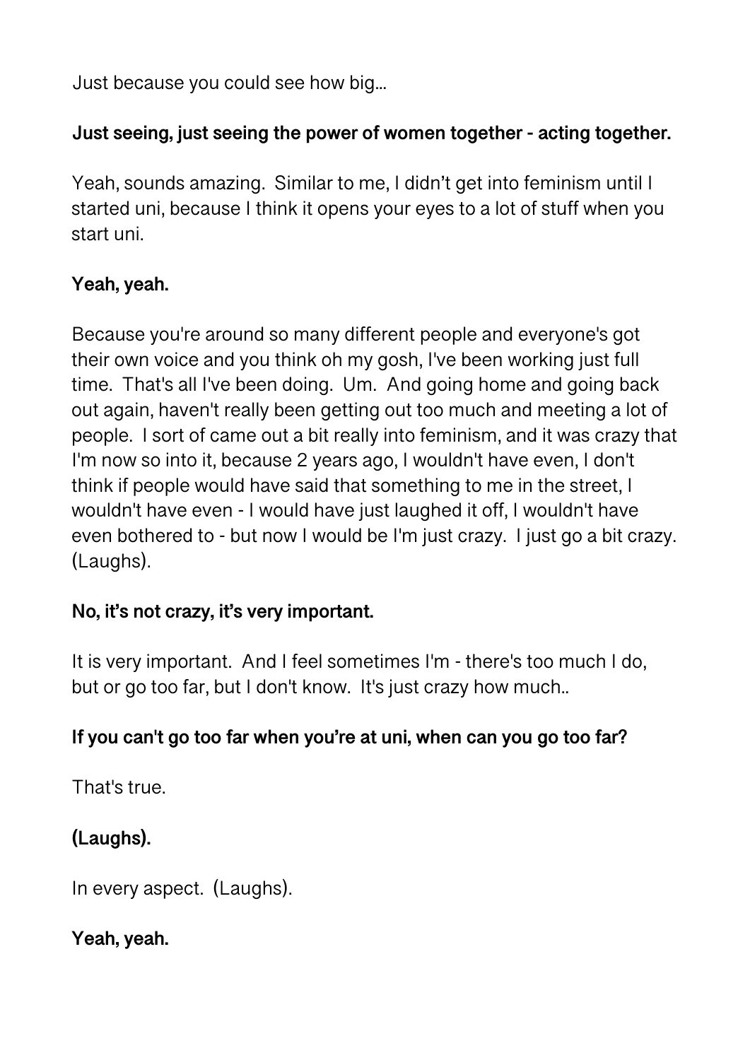Just because you could see how big...

**Just seeing, just seeing the power of women together - acting together.**

Yeah, sounds amazing. Similar to me, I didn't get into feminism until I started uni, because I think it opens your eyes to a lot of stuff when you start uni.

**Yeah, yeah.**

Because you're around so many different people and everyone's got their own voice and you think oh my gosh, I've been working just full time. That's all I've been doing. Um. And going home and going back out again, haven't really been getting out too much and meeting a lot of people. I sort of came out a bit really into feminism, and it was crazy that I'm now so into it, because 2 years ago, I wouldn't have even, I don't think if people would have said that something to me in the street, I wouldn't have even - I would have just laughed it off, I wouldn't have even bothered to - but now I would be I'm just crazy. I just go a bit crazy. (Laughs).

**No, it's not crazy, it's very important.**

It is very important. And I feel sometimes I'm - there's too much I do, but or go too far, but I don't know. It's just crazy how much..

**If you can't go too far when you're at uni, when can you go too far?**

That's true.

**(Laughs).**

In every aspect. (Laughs).

**Yeah, yeah.**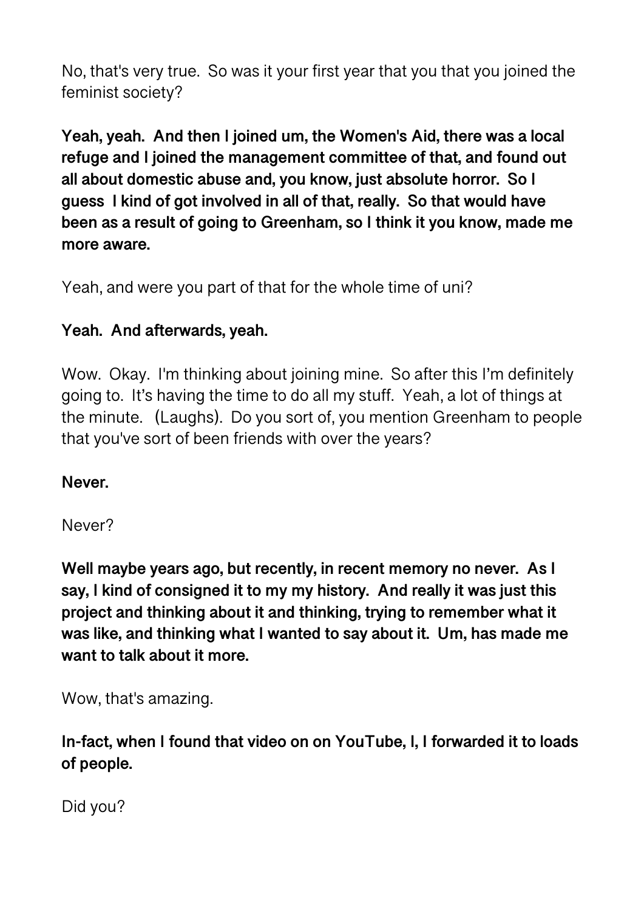No, that's very true. So was it your first year that you that you joined the feminist society?

**Yeah, yeah. And then I joined um, the Women's Aid, there was a local refuge and I joined the management committee of that, and found out all about domestic abuse and, you know, just absolute horror. So I guess I kind of got involved in all of that, really. So that would have been as a result of going to Greenham, so I think it you know, made me more aware.**

Yeah, and were you part of that for the whole time of uni?

**Yeah. And afterwards, yeah.**

Wow. Okay. I'm thinking about joining mine. So after this I'm definitely going to. It's having the time to do all my stuff. Yeah, a lot of things at the minute. (Laughs). Do you sort of, you mention Greenham to people that you've sort of been friends with over the years?

**Never.**

Never?

**Well maybe years ago, but recently, in recent memory no never. As I say, I kind of consigned it to my my history. And really it was just this project and thinking about it and thinking, trying to remember what it was like, and thinking what I wanted to say about it. Um, has made me want to talk about it more.**

Wow, that's amazing.

**In-fact, when I found that video on on YouTube, I, I forwarded it to loads of people.**

Did you?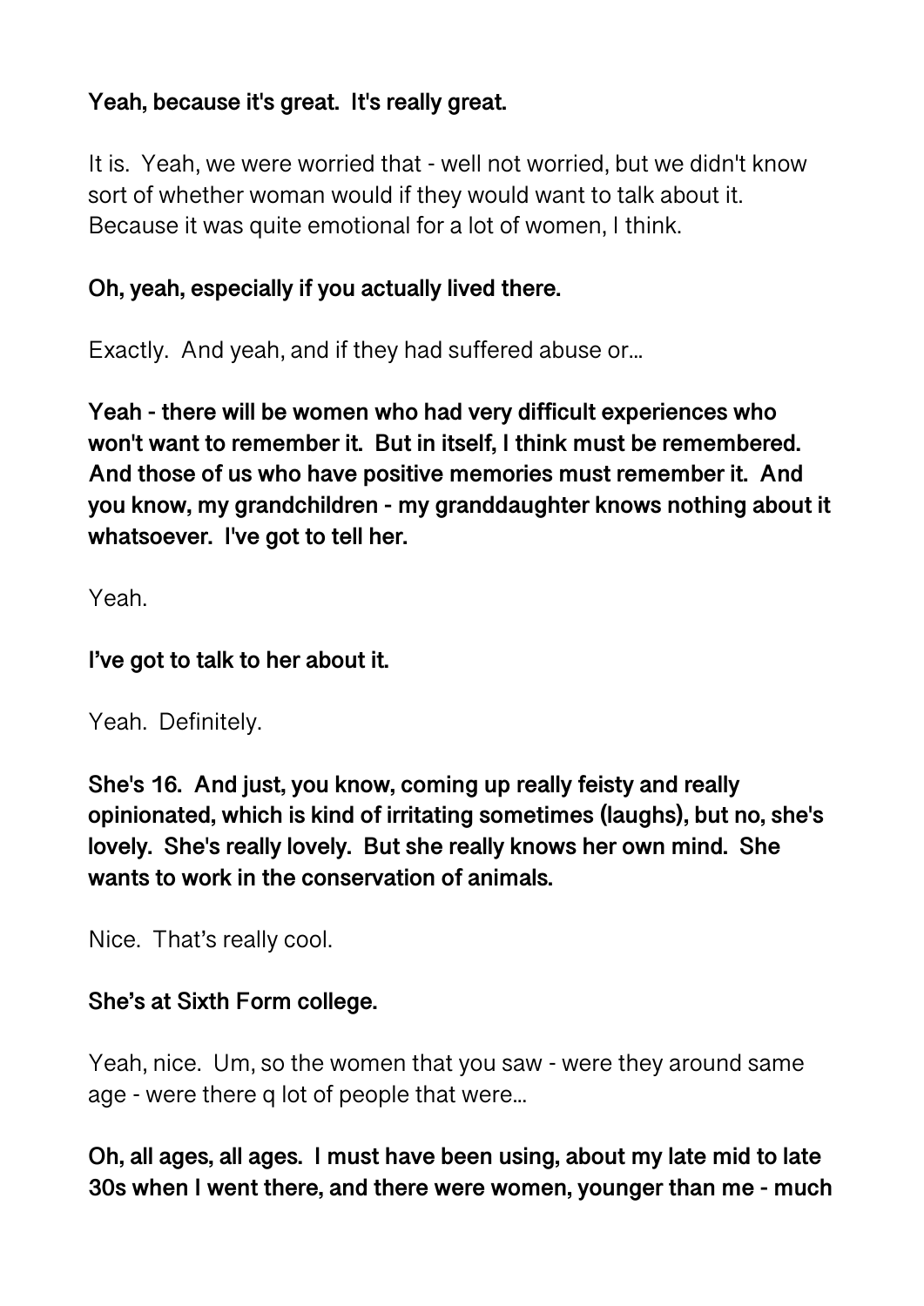**Yeah, because it's great. It's really great.**

It is. Yeah, we were worried that - well not worried, but we didn't know sort of whether woman would if they would want to talk about it. Because it was quite emotional for a lot of women, I think.

**Oh, yeah, especially if you actually lived there.**

Exactly. And yeah, and if they had suffered abuse or...

**Yeah - there will be women who had very difficult experiences who won't want to remember it. But in itself, I think must be remembered. And those of us who have positive memories must remember it. And you know, my grandchildren - my granddaughter knows nothing about it whatsoever. I've got to tell her.**

Yeah.

**I've got to talk to her about it.**

Yeah. Definitely.

**She's 16. And just, you know, coming up really feisty and really opinionated, which is kind of irritating sometimes (laughs), but no, she's lovely. She's really lovely. But she really knows her own mind. She wants to work in the conservation of animals.**

Nice. That's really cool.

**She's at Sixth Form college.**

Yeah, nice. Um, so the women that you saw - were they around same age - were there q lot of people that were...

**Oh, all ages, all ages. I must have been using, about my late mid to late 30s when I went there, and there were women, younger than me - much**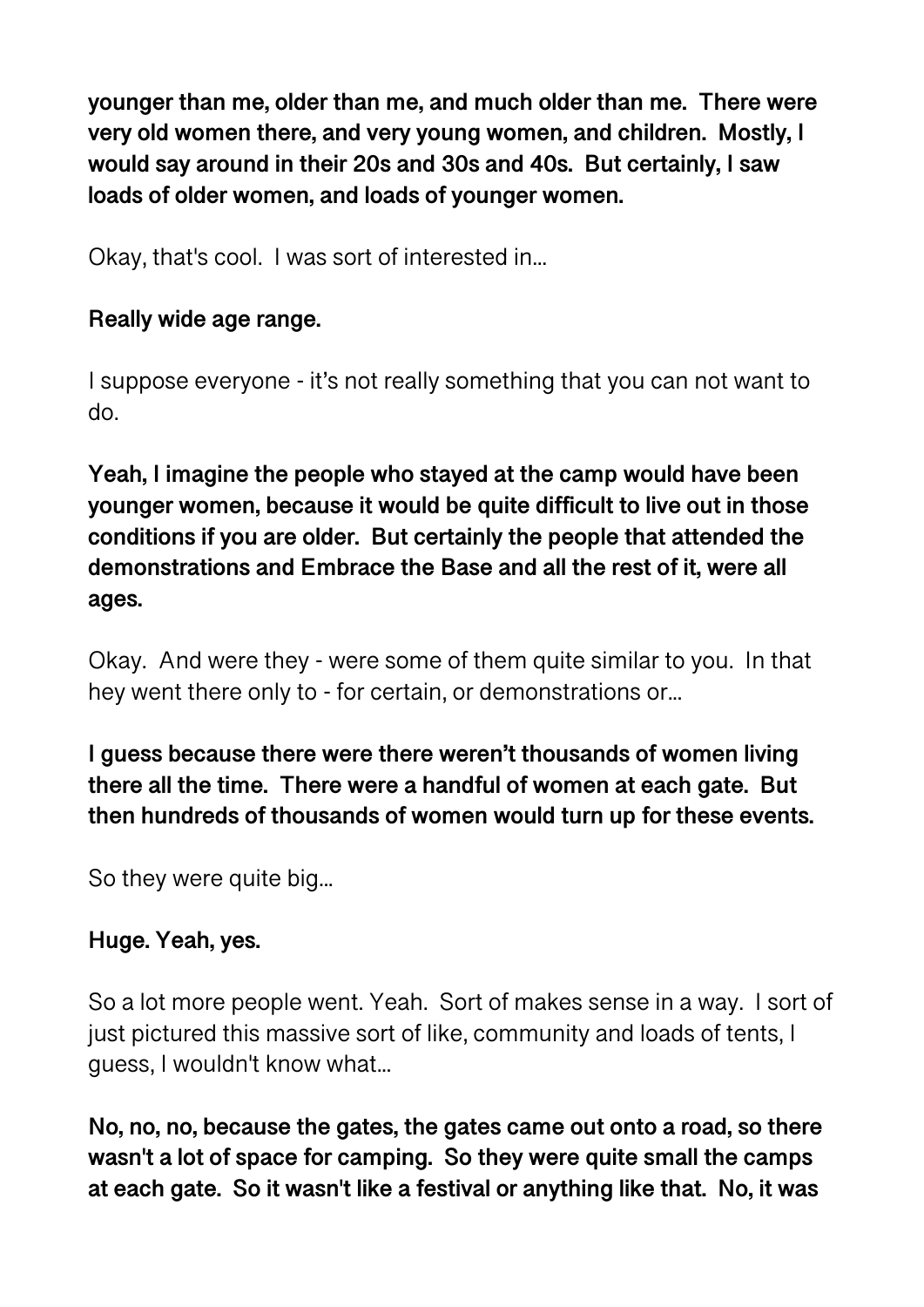**younger than me, older than me, and much older than me. There were very old women there, and very young women, and children. Mostly, I would say around in their 20s and 30s and 40s. But certainly, I saw loads of older women, and loads of younger women.**

Okay, that's cool. I was sort of interested in…

**Really wide age range.**

I suppose everyone - it's not really something that you can not want to do.

**Yeah, I imagine the people who stayed at the camp would have been younger women, because it would be quite difficult to live out in those conditions if you are older. But certainly the people that attended the demonstrations and Embrace the Base and all the rest of it, were all ages.**

Okay. And were they - were some of them quite similar to you. In that hey went there only to - for certain, or demonstrations or…

**I guess because there were there weren't thousands of women living there all the time. There were a handful of women at each gate. But then hundreds of thousands of women would turn up for these events.**

So they were quite big…

**Huge. Yeah, yes.**

So a lot more people went. Yeah. Sort of makes sense in a way. I sort of just pictured this massive sort of like, community and loads of tents, I guess, I wouldn't know what…

**No, no, no, because the gates, the gates came out onto a road, so there wasn't a lot of space for camping. So they were quite small the camps at each gate. So it wasn't like a festival or anything like that. No, it was**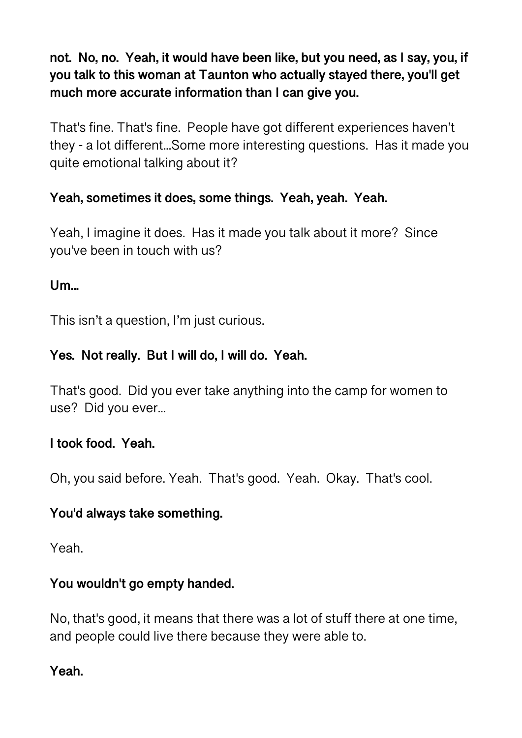**not.  No, no.  Yeah, it would have been like, but you need, as I say, you, if you talk to this woman at Taunton who actually stayed there, you'll get much more accurate information than I can give you.**

That's fine. That's fine.  People have got different experiences haven't they - a lot different...Some more interesting questions.  Has it made you quite emotional talking about it?

**Yeah, sometimes it does, some things.  Yeah, yeah.  Yeah.**

Yeah, I imagine it does.  Has it made you talk about it more?  Since you've been in touch with us?

**Um...**

This isn't a question, I'm just curious.

**Yes.  Not really.  But I will do, I will do.  Yeah.**

That's good.  Did you ever take anything into the camp for women to use?  Did you ever...

**I took food.  Yeah.**

Oh, you said before. Yeah.  That's good.  Yeah.  Okay.  That's cool.

**You'd always take something.**

Yeah.

**You wouldn't go empty handed.**

No, that's good, it means that there was a lot of stuff there at one time, and people could live there because they were able to.

**Yeah.**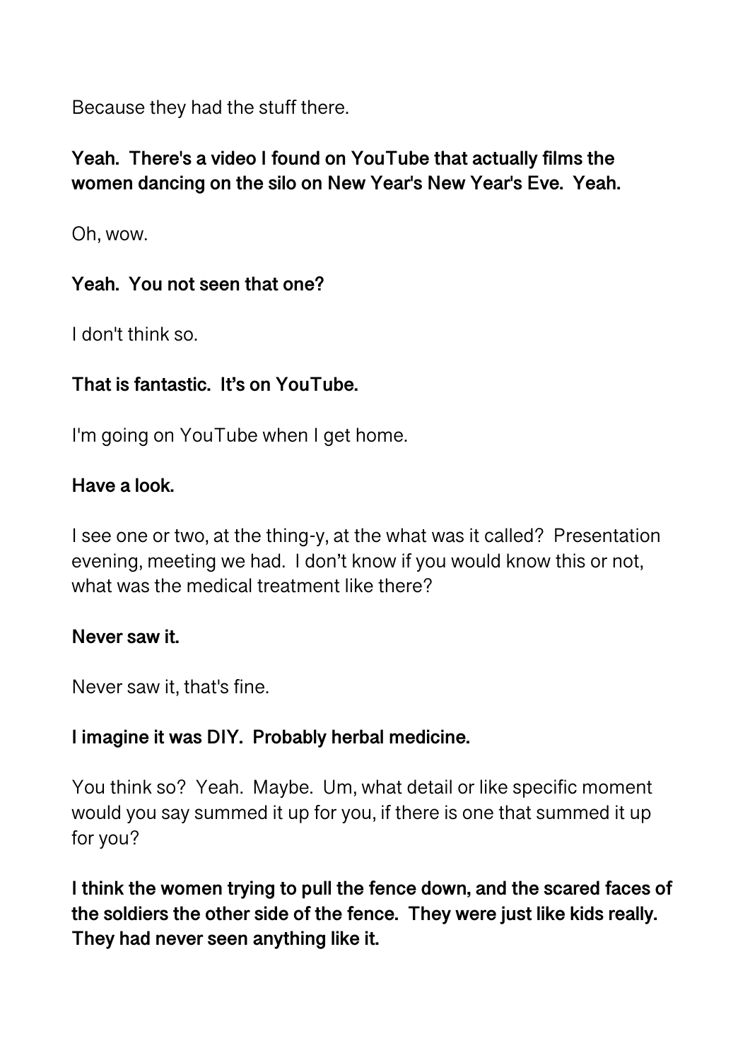Because they had the stuff there.

**Yeah. There's a video I found on YouTube that actually films the women dancing on the silo on New Year's New Year's Eve. Yeah.**

Oh, wow.

**Yeah. You not seen that one?**

I don't think so.

**That is fantastic. It's on YouTube.**

I'm going on YouTube when I get home.

**Have a look.**

I see one or two, at the thing-y, at the what was it called? Presentation evening, meeting we had. I don't know if you would know this or not, what was the medical treatment like there?

**Never saw it.**

Never saw it, that's fine.

**I imagine it was DIY. Probably herbal medicine.**

You think so? Yeah. Maybe. Um, what detail or like specific moment would you say summed it up for you, if there is one that summed it up for you?

**I think the women trying to pull the fence down, and the scared faces of the soldiers the other side of the fence. They were just like kids really. They had never seen anything like it.**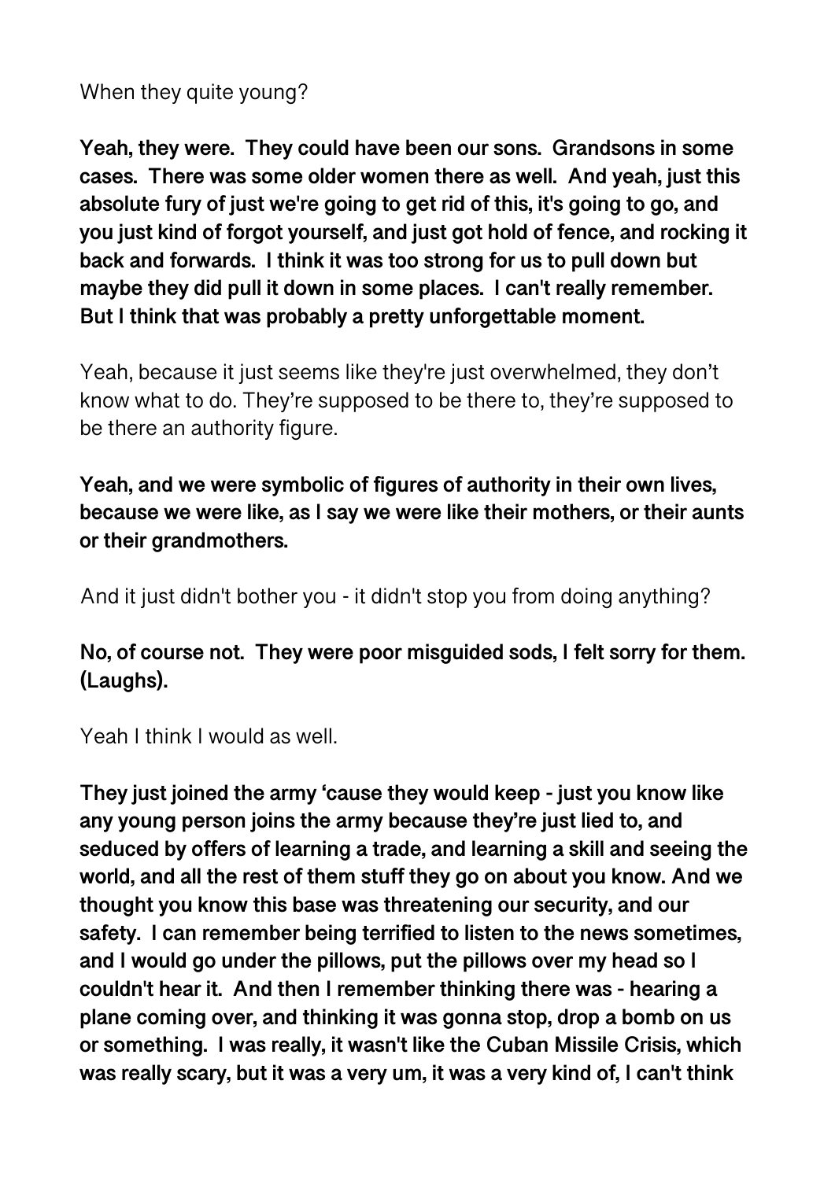When they quite young?

**Yeah, they were. They could have been our sons. Grandsons in some cases. There was some older women there as well. And yeah, just this absolute fury of just we're going to get rid of this, it's going to go, and you just kind of forgot yourself, and just got hold of fence, and rocking it back and forwards. I think it was too strong for us to pull down but maybe they did pull it down in some places. I can't really remember. But I think that was probably a pretty unforgettable moment.**

Yeah, because it just seems like they're just overwhelmed, they don't know what to do. They're supposed to be there to, they're supposed to be there an authority figure.

**Yeah, and we were symbolic of figures of authority in their own lives, because we were like, as I say we were like their mothers, or their aunts or their grandmothers.**

And it just didn't bother you - it didn't stop you from doing anything?

**No, of course not. They were poor misguided sods, I felt sorry for them. (Laughs).**

Yeah I think I would as well.

**They just joined the army 'cause they would keep - just you know like any young person joins the army because they're just lied to, and seduced by offers of learning a trade, and learning a skill and seeing the world, and all the rest of them stuff they go on about you know. And we thought you know this base was threatening our security, and our safety. I can remember being terrified to listen to the news sometimes, and I would go under the pillows, put the pillows over my head so I couldn't hear it. And then I remember thinking there was - hearing a plane coming over, and thinking it was gonna stop, drop a bomb on us or something. I was really, it wasn't like the Cuban Missile Crisis, which was really scary, but it was a very um, it was a very kind of, I can't think**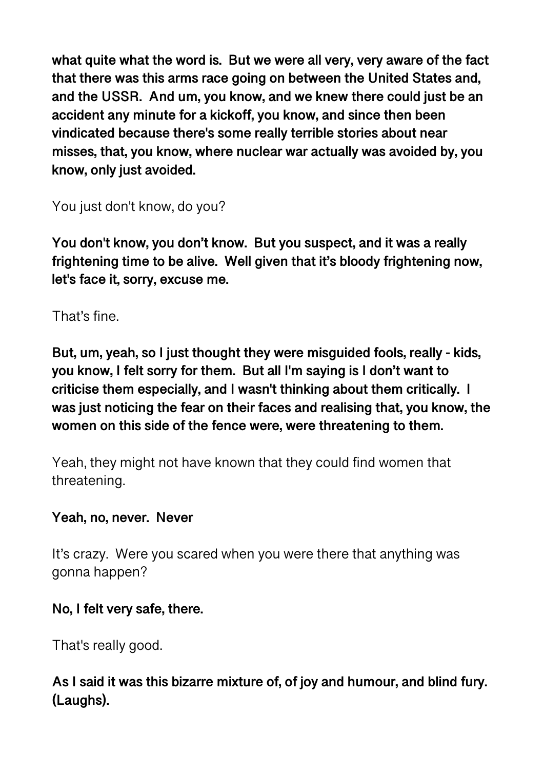**what quite what the word is. But we were all very, very aware of the fact that there was this arms race going on between the United States and, and the USSR. And um, you know, and we knew there could just be an accident any minute for a kickoff, you know, and since then been vindicated because there's some really terrible stories about near misses, that, you know, where nuclear war actually was avoided by, you know, only just avoided.**

You just don't know, do you?

**You don't know, you don't know. But you suspect, and it was a really frightening time to be alive. Well given that it's bloody frightening now, let's face it, sorry, excuse me.**

That's fine.

**But, um, yeah, so I just thought they were misguided fools, really - kids, you know, I felt sorry for them. But all I'm saying is I don't want to criticise them especially, and I wasn't thinking about them critically. I was just noticing the fear on their faces and realising that, you know, the women on this side of the fence were, were threatening to them.**

Yeah, they might not have known that they could find women that threatening.

**Yeah, no, never. Never**

It's crazy. Were you scared when you were there that anything was gonna happen?

**No, I felt very safe, there.**

That's really good.

**As I said it was this bizarre mixture of, of joy and humour, and blind fury. (Laughs).**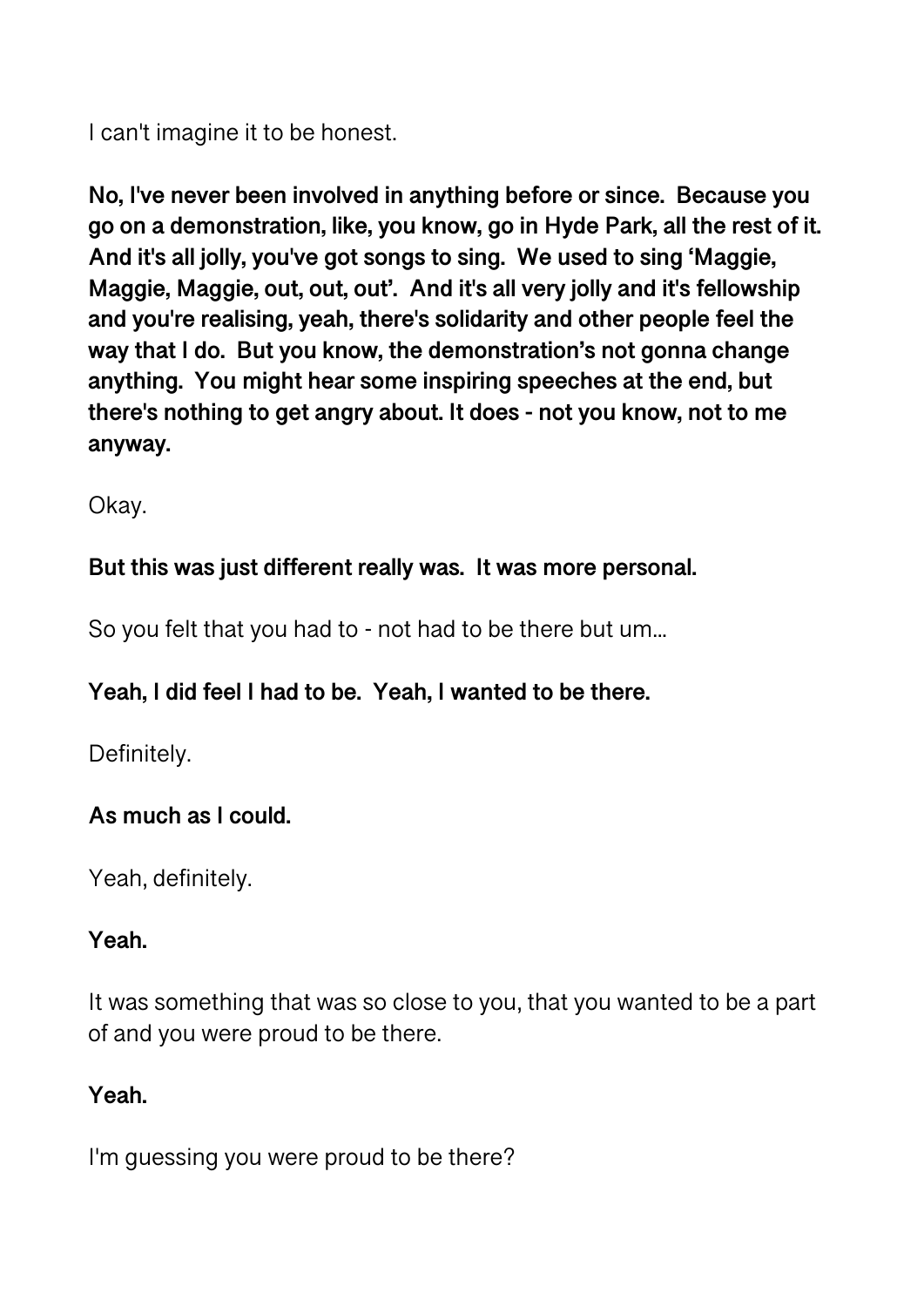I can't imagine it to be honest.

**No, I've never been involved in anything before or since. Because you go on a demonstration, like, you know, go in Hyde Park, all the rest of it. And it's all jolly, you've got songs to sing. We used to sing 'Maggie, Maggie, Maggie, out, out, out'. And it's all very jolly and it's fellowship and you're realising, yeah, there's solidarity and other people feel the way that I do. But you know, the demonstration's not gonna change anything. You might hear some inspiring speeches at the end, but there's nothing to get angry about. It does - not you know, not to me anyway.**

Okay.

**But this was just different really was. It was more personal.**

So you felt that you had to - not had to be there but um...

**Yeah, I did feel I had to be. Yeah, I wanted to be there.**

Definitely.

**As much as I could.**

Yeah, definitely.

**Yeah.**

It was something that was so close to you, that you wanted to be a part of and you were proud to be there.

**Yeah.**

I'm guessing you were proud to be there?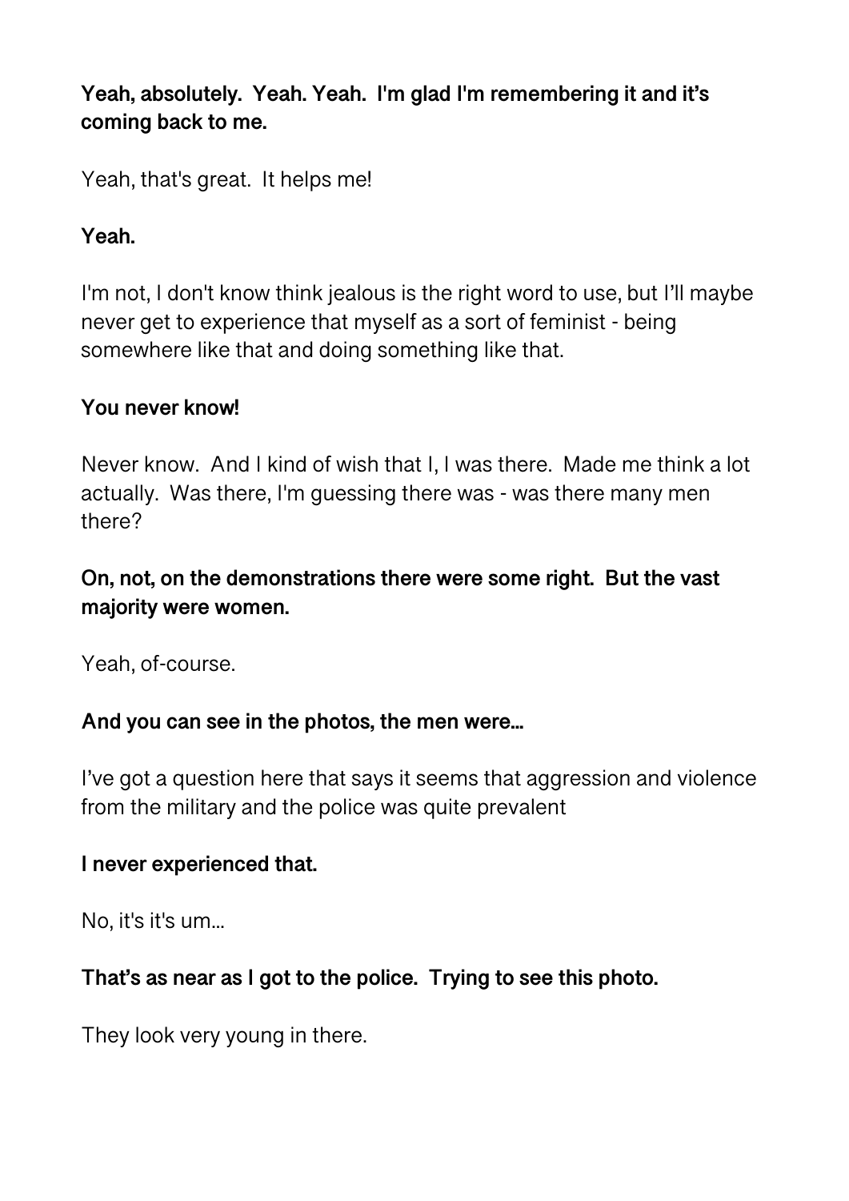**Yeah, absolutely. Yeah. Yeah. I'm glad I'm remembering it and it's coming back to me.**

Yeah, that's great. It helps me!

**Yeah.**

I'm not, I don't know think jealous is the right word to use, but I'll maybe never get to experience that myself as a sort of feminist - being somewhere like that and doing something like that.

**You never know!**

Never know. And I kind of wish that I, I was there. Made me think a lot actually. Was there, I'm guessing there was - was there many men there?

**On, not, on the demonstrations there were some right. But the vast majority were women.**

Yeah, of-course.

**And you can see in the photos, the men were...**

I've got a question here that says it seems that aggression and violence from the military and the police was quite prevalent

**I never experienced that.**

No, it's it's um...

**That's as near as I got to the police. Trying to see this photo.**

They look very young in there.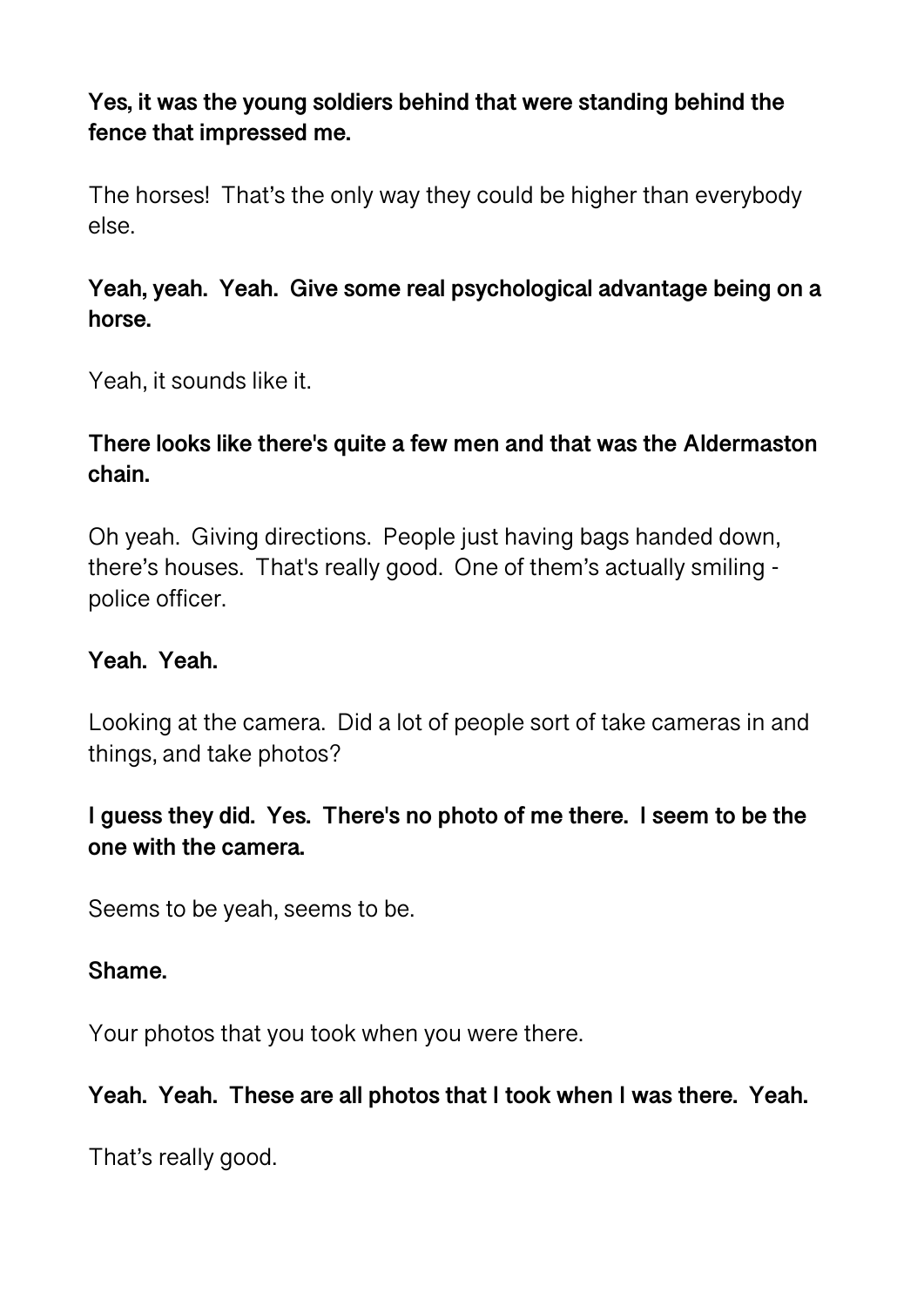**Yes, it was the young soldiers behind that were standing behind the fence that impressed me.**

The horses!  That's the only way they could be higher than everybody else.

**Yeah, yeah.  Yeah.  Give some real psychological advantage being on a horse.**

Yeah, it sounds like it.

**There looks like there's quite a few men and that was the Aldermaston chain.**

Oh yeah.  Giving directions.  People just having bags handed down, there's houses.  That's really good.  One of them's actually smiling - police officer.

**Yeah.  Yeah.**

Looking at the camera.  Did a lot of people sort of take cameras in and things, and take photos?

**I guess they did.  Yes.  There's no photo of me there.  I seem to be the one with the camera.**

Seems to be yeah, seems to be.

**Shame.**

Your photos that you took when you were there.

**Yeah.  Yeah.  These are all photos that I took when I was there.  Yeah.**

That's really good.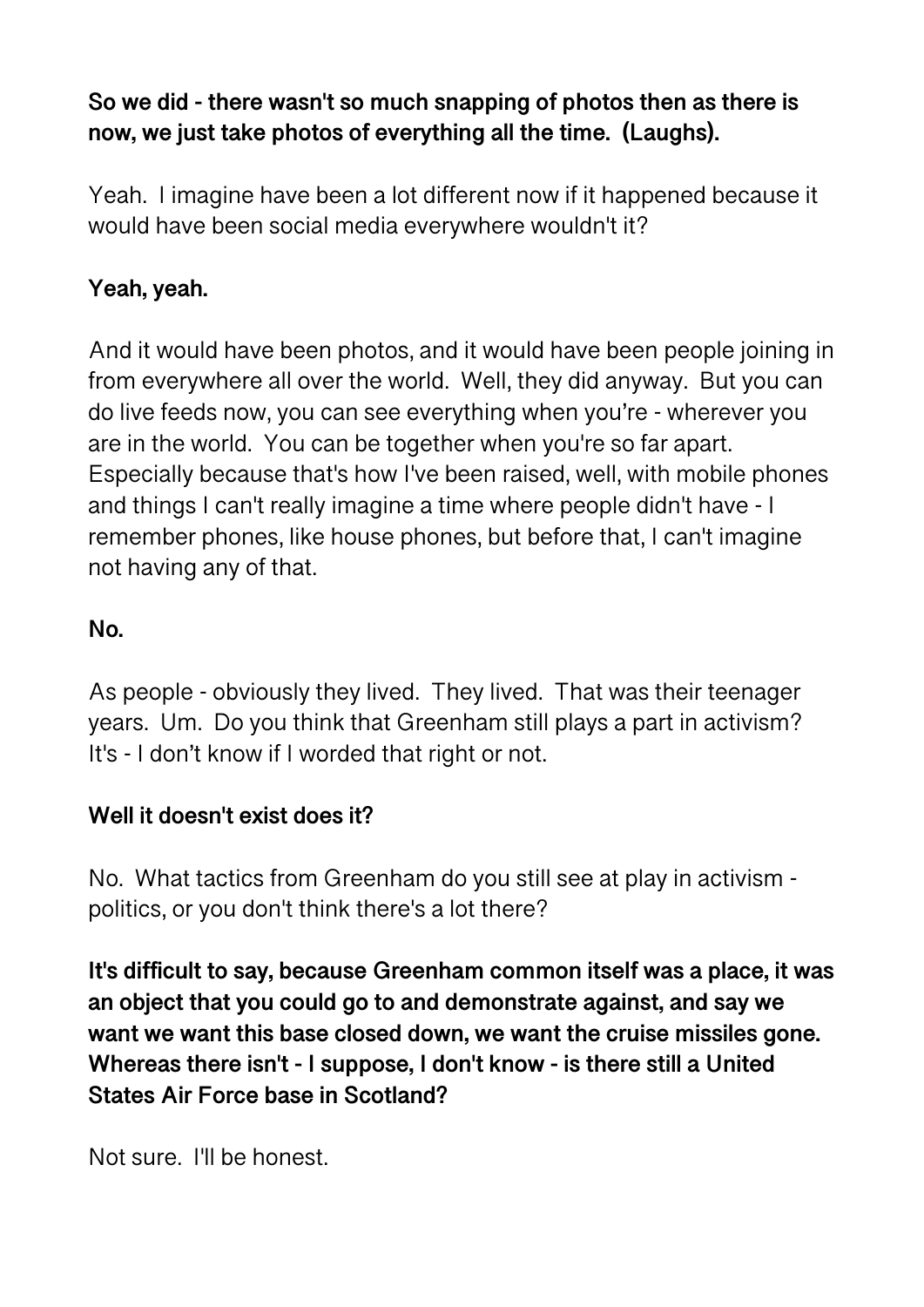**So we did - there wasn't so much snapping of photos then as there is now, we just take photos of everything all the time. (Laughs).**

Yeah. I imagine have been a lot different now if it happened because it would have been social media everywhere wouldn't it?

**Yeah, yeah.**

And it would have been photos, and it would have been people joining in from everywhere all over the world. Well, they did anyway. But you can do live feeds now, you can see everything when you're - wherever you are in the world. You can be together when you're so far apart. Especially because that's how I've been raised, well, with mobile phones and things I can't really imagine a time where people didn't have - I remember phones, like house phones, but before that, I can't imagine not having any of that.

**No.**

As people - obviously they lived. They lived. That was their teenager years. Um. Do you think that Greenham still plays a part in activism? It's - I don't know if I worded that right or not.

**Well it doesn't exist does it?**

No. What tactics from Greenham do you still see at play in activism - politics, or you don't think there's a lot there?

**It's difficult to say, because Greenham common itself was a place, it was an object that you could go to and demonstrate against, and say we want we want this base closed down, we want the cruise missiles gone. Whereas there isn't - I suppose, I don't know - is there still a United States Air Force base in Scotland?**

Not sure. I'll be honest.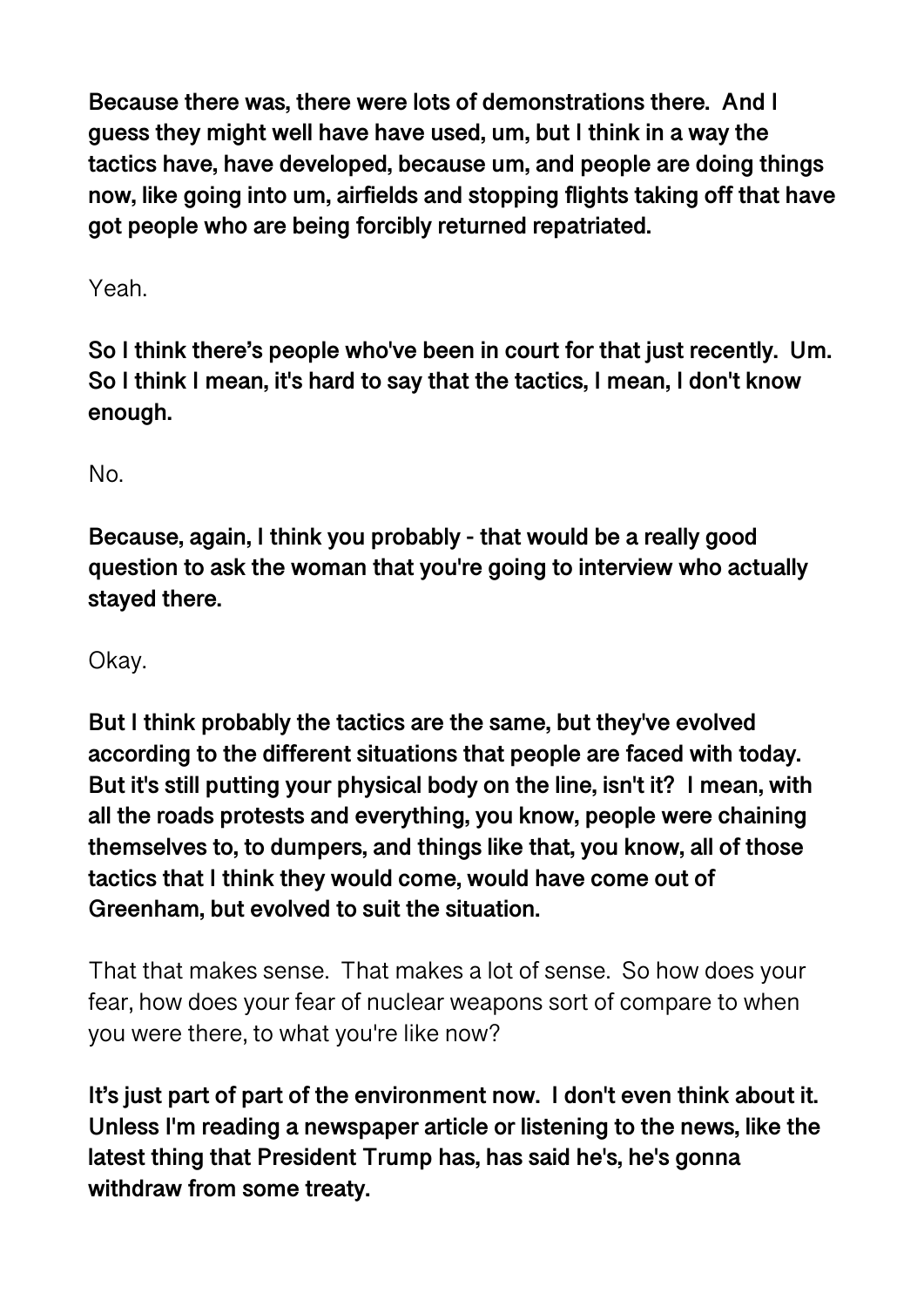**Because there was, there were lots of demonstrations there. And I guess they might well have have used, um, but I think in a way the tactics have, have developed, because um, and people are doing things now, like going into um, airfields and stopping flights taking off that have got people who are being forcibly returned repatriated.**

Yeah.

**So I think there's people who've been in court for that just recently. Um. So I think I mean, it's hard to say that the tactics, I mean, I don't know enough.**

No.

**Because, again, I think you probably - that would be a really good question to ask the woman that you're going to interview who actually stayed there.**

Okay.

**But I think probably the tactics are the same, but they've evolved according to the different situations that people are faced with today. But it's still putting your physical body on the line, isn't it? I mean, with all the roads protests and everything, you know, people were chaining themselves to, to dumpers, and things like that, you know, all of those tactics that I think they would come, would have come out of Greenham, but evolved to suit the situation.**

That that makes sense. That makes a lot of sense. So how does your fear, how does your fear of nuclear weapons sort of compare to when you were there, to what you're like now?

**It's just part of part of the environment now. I don't even think about it. Unless I'm reading a newspaper article or listening to the news, like the latest thing that President Trump has, has said he's, he's gonna withdraw from some treaty.**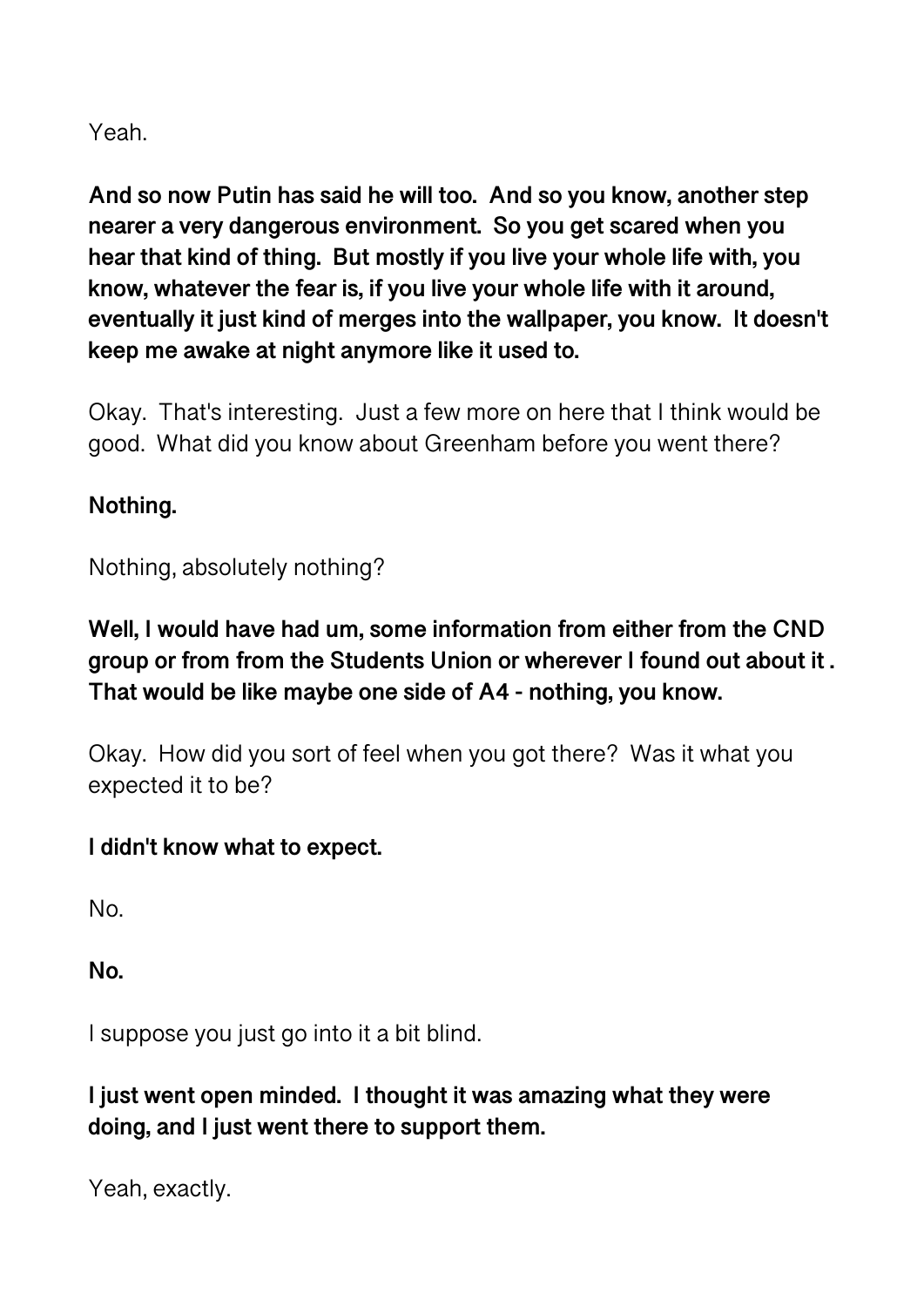Yeah.

**And so now Putin has said he will too. And so you know, another step nearer a very dangerous environment. So you get scared when you hear that kind of thing. But mostly if you live your whole life with, you know, whatever the fear is, if you live your whole life with it around, eventually it just kind of merges into the wallpaper, you know. It doesn't keep me awake at night anymore like it used to.**

Okay. That's interesting. Just a few more on here that I think would be good. What did you know about Greenham before you went there?

**Nothing.**

Nothing, absolutely nothing?

**Well, I would have had um, some information from either from the CND group or from from the Students Union or wherever I found out about it . That would be like maybe one side of A4 - nothing, you know.**

Okay. How did you sort of feel when you got there? Was it what you expected it to be?

**I didn't know what to expect.**

No.

**No.**

I suppose you just go into it a bit blind.

**I just went open minded. I thought it was amazing what they were doing, and I just went there to support them.**

Yeah, exactly.